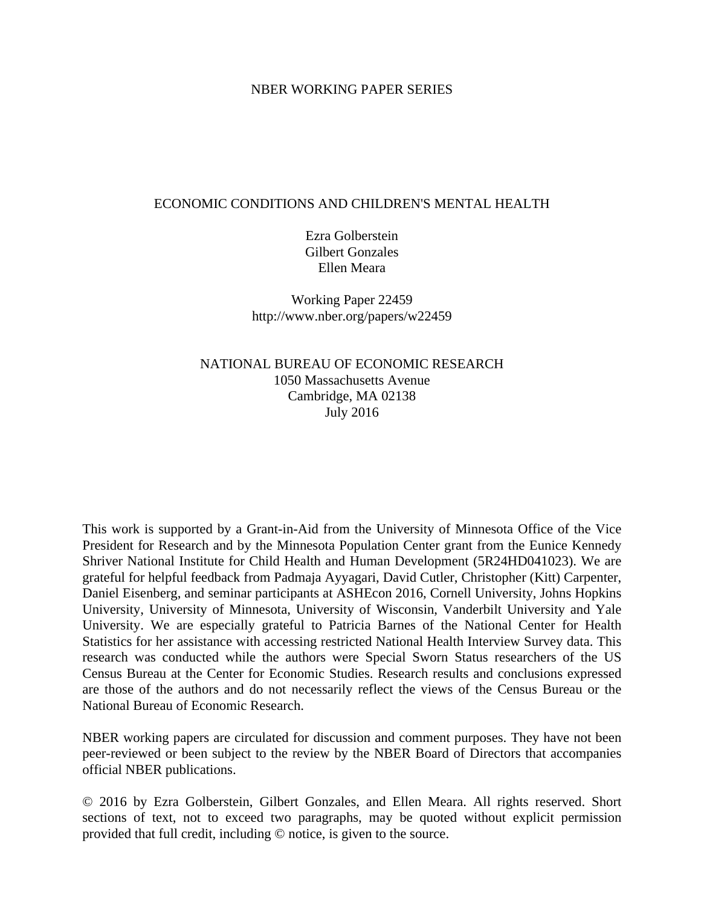NBER WORKING PAPER SERIES

# ECONOMIC CONDITIONS AND CHILDREN'S MENTAL HEALTH

Ezra Golberstein
Gilbert Gonzales
Ellen Meara

Working Paper 22459
http://www.nber.org/papers/w22459

NATIONAL BUREAU OF ECONOMIC RESEARCH
1050 Massachusetts Avenue
Cambridge, MA 02138
July 2016

This work is supported by a Grant-in-Aid from the University of Minnesota Office of the Vice President for Research and by the Minnesota Population Center grant from the Eunice Kennedy Shriver National Institute for Child Health and Human Development (5R24HD041023). We are grateful for helpful feedback from Padmaja Ayyagari, David Cutler, Christopher (Kitt) Carpenter, Daniel Eisenberg, and seminar participants at ASHEcon 2016, Cornell University, Johns Hopkins University, University of Minnesota, University of Wisconsin, Vanderbilt University and Yale University. We are especially grateful to Patricia Barnes of the National Center for Health Statistics for her assistance with accessing restricted National Health Interview Survey data. This research was conducted while the authors were Special Sworn Status researchers of the US Census Bureau at the Center for Economic Studies. Research results and conclusions expressed are those of the authors and do not necessarily reflect the views of the Census Bureau or the National Bureau of Economic Research.

NBER working papers are circulated for discussion and comment purposes. They have not been peer-reviewed or been subject to the review by the NBER Board of Directors that accompanies official NBER publications.

© 2016 by Ezra Golberstein, Gilbert Gonzales, and Ellen Meara. All rights reserved. Short sections of text, not to exceed two paragraphs, may be quoted without explicit permission provided that full credit, including © notice, is given to the source.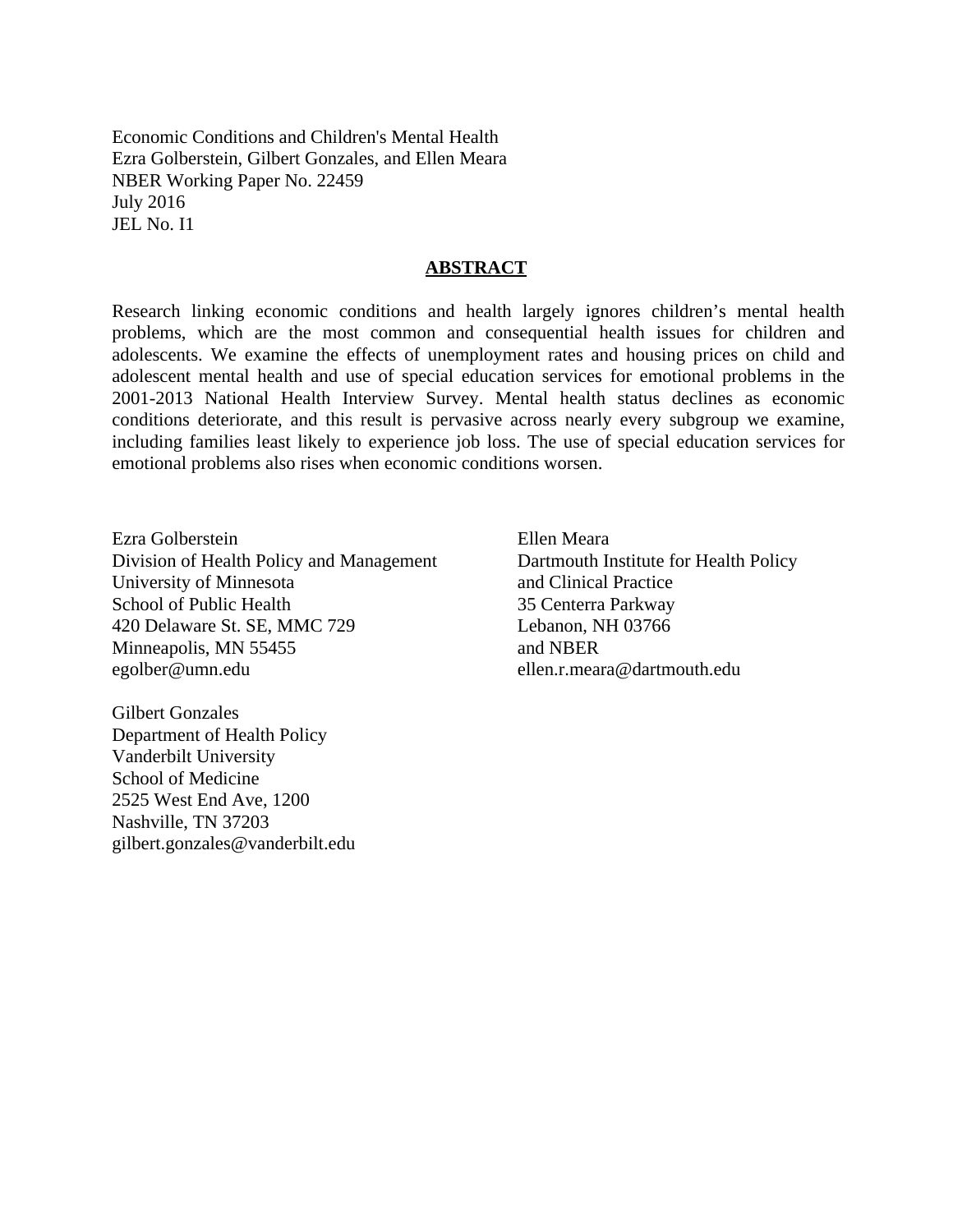Economic Conditions and Children's Mental Health
Ezra Golberstein, Gilbert Gonzales, and Ellen Meara
NBER Working Paper No. 22459
July 2016
JEL No. I1

## ABSTRACT

Research linking economic conditions and health largely ignores children’s mental health problems, which are the most common and consequential health issues for children and adolescents. We examine the effects of unemployment rates and housing prices on child and adolescent mental health and use of special education services for emotional problems in the 2001-2013 National Health Interview Survey. Mental health status declines as economic conditions deteriorate, and this result is pervasive across nearly every subgroup we examine, including families least likely to experience job loss. The use of special education services for emotional problems also rises when economic conditions worsen.

Ezra Golberstein
Division of Health Policy and Management
University of Minnesota
School of Public Health
420 Delaware St. SE, MMC 729
Minneapolis, MN 55455
egolber@umn.edu

Gilbert Gonzales
Department of Health Policy
Vanderbilt University
School of Medicine
2525 West End Ave, 1200
Nashville, TN 37203
gilbert.gonzales@vanderbilt.edu

Ellen Meara
Dartmouth Institute for Health Policy
and Clinical Practice
35 Centerra Parkway
Lebanon, NH 03766
and NBER
ellen.r.meara@dartmouth.edu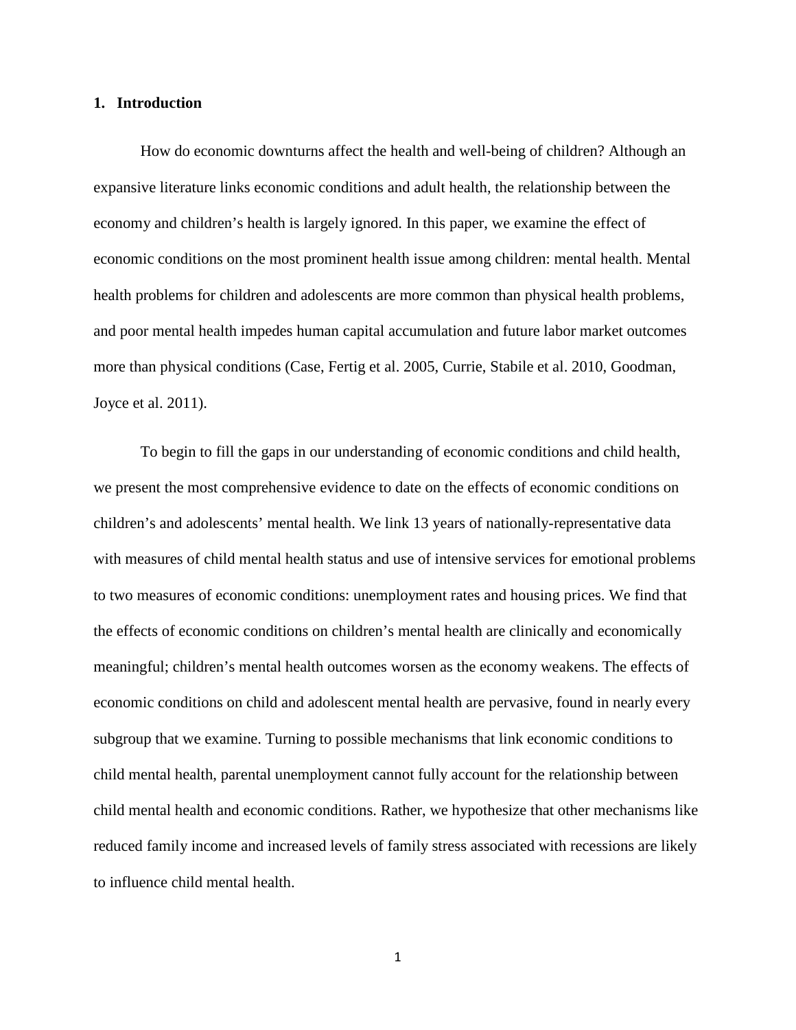# 1. Introduction

How do economic downturns affect the health and well-being of children? Although an expansive literature links economic conditions and adult health, the relationship between the economy and children's health is largely ignored. In this paper, we examine the effect of economic conditions on the most prominent health issue among children: mental health. Mental health problems for children and adolescents are more common than physical health problems, and poor mental health impedes human capital accumulation and future labor market outcomes more than physical conditions (Case, Fertig et al. 2005, Currie, Stabile et al. 2010, Goodman, Joyce et al. 2011).

To begin to fill the gaps in our understanding of economic conditions and child health, we present the most comprehensive evidence to date on the effects of economic conditions on children's and adolescents' mental health. We link 13 years of nationally-representative data with measures of child mental health status and use of intensive services for emotional problems to two measures of economic conditions: unemployment rates and housing prices. We find that the effects of economic conditions on children's mental health are clinically and economically meaningful; children's mental health outcomes worsen as the economy weakens. The effects of economic conditions on child and adolescent mental health are pervasive, found in nearly every subgroup that we examine. Turning to possible mechanisms that link economic conditions to child mental health, parental unemployment cannot fully account for the relationship between child mental health and economic conditions. Rather, we hypothesize that other mechanisms like reduced family income and increased levels of family stress associated with recessions are likely to influence child mental health.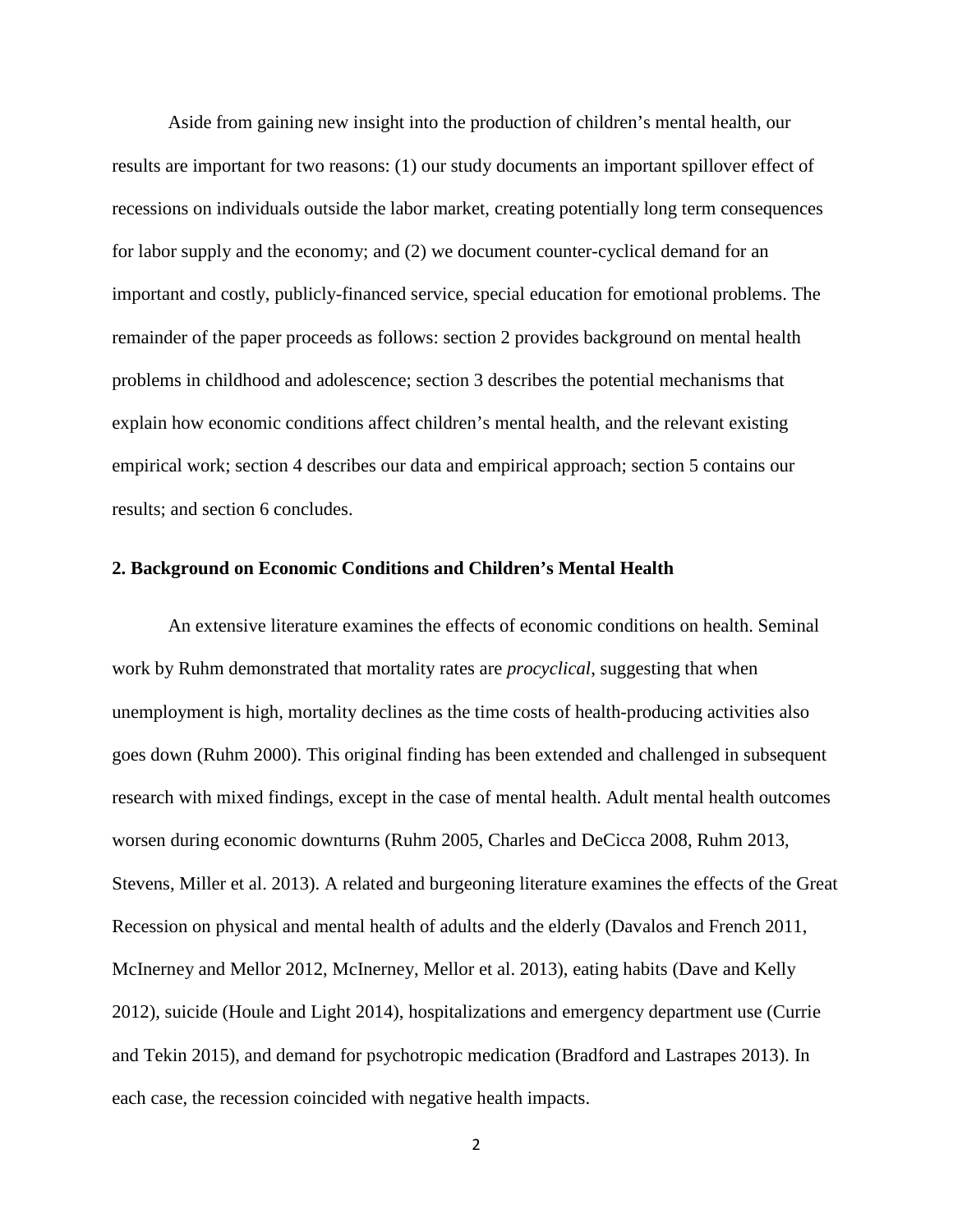Aside from gaining new insight into the production of children's mental health, our results are important for two reasons: (1) our study documents an important spillover effect of recessions on individuals outside the labor market, creating potentially long term consequences for labor supply and the economy; and (2) we document counter-cyclical demand for an important and costly, publicly-financed service, special education for emotional problems. The remainder of the paper proceeds as follows: section 2 provides background on mental health problems in childhood and adolescence; section 3 describes the potential mechanisms that explain how economic conditions affect children's mental health, and the relevant existing empirical work; section 4 describes our data and empirical approach; section 5 contains our results; and section 6 concludes.

## 2. Background on Economic Conditions and Children's Mental Health

An extensive literature examines the effects of economic conditions on health. Seminal work by Ruhm demonstrated that mortality rates are *procyclical*, suggesting that when unemployment is high, mortality declines as the time costs of health-producing activities also goes down (Ruhm 2000). This original finding has been extended and challenged in subsequent research with mixed findings, except in the case of mental health. Adult mental health outcomes worsen during economic downturns (Ruhm 2005, Charles and DeCicca 2008, Ruhm 2013, Stevens, Miller et al. 2013). A related and burgeoning literature examines the effects of the Great Recession on physical and mental health of adults and the elderly (Davalos and French 2011, McInerney and Mellor 2012, McInerney, Mellor et al. 2013), eating habits (Dave and Kelly 2012), suicide (Houle and Light 2014), hospitalizations and emergency department use (Currie and Tekin 2015), and demand for psychotropic medication (Bradford and Lastrapes 2013). In each case, the recession coincided with negative health impacts.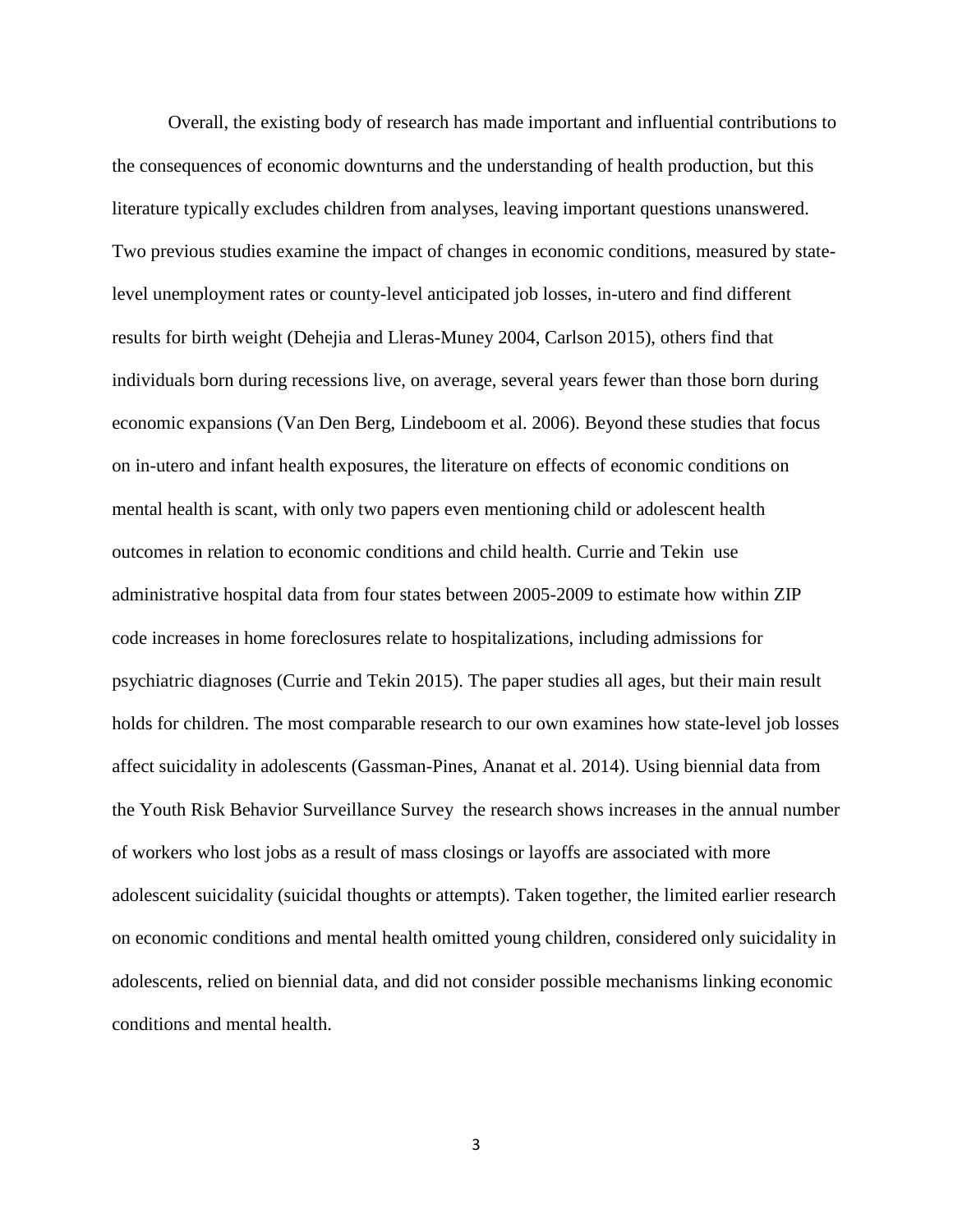Overall, the existing body of research has made important and influential contributions to the consequences of economic downturns and the understanding of health production, but this literature typically excludes children from analyses, leaving important questions unanswered. Two previous studies examine the impact of changes in economic conditions, measured by state-level unemployment rates or county-level anticipated job losses, in-utero and find different results for birth weight (Dehejia and Lleras-Muney 2004, Carlson 2015), others find that individuals born during recessions live, on average, several years fewer than those born during economic expansions (Van Den Berg, Lindeboom et al. 2006). Beyond these studies that focus on in-utero and infant health exposures, the literature on effects of economic conditions on mental health is scant, with only two papers even mentioning child or adolescent health outcomes in relation to economic conditions and child health. Currie and Tekin use administrative hospital data from four states between 2005-2009 to estimate how within ZIP code increases in home foreclosures relate to hospitalizations, including admissions for psychiatric diagnoses (Currie and Tekin 2015). The paper studies all ages, but their main result holds for children. The most comparable research to our own examines how state-level job losses affect suicidality in adolescents (Gassman-Pines, Ananat et al. 2014). Using biennial data from the Youth Risk Behavior Surveillance Survey the research shows increases in the annual number of workers who lost jobs as a result of mass closings or layoffs are associated with more adolescent suicidality (suicidal thoughts or attempts). Taken together, the limited earlier research on economic conditions and mental health omitted young children, considered only suicidality in adolescents, relied on biennial data, and did not consider possible mechanisms linking economic conditions and mental health.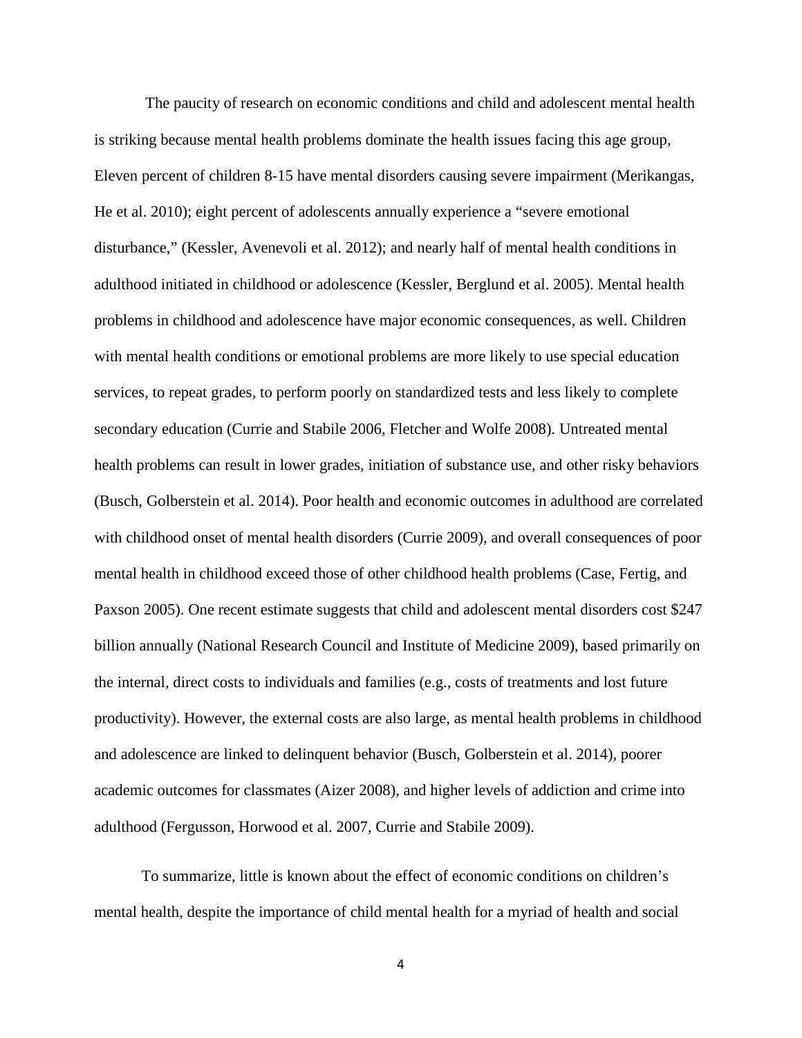The paucity of research on economic conditions and child and adolescent mental health is striking because mental health problems dominate the health issues facing this age group, Eleven percent of children 8-15 have mental disorders causing severe impairment (Merikangas, He et al. 2010); eight percent of adolescents annually experience a "severe emotional disturbance," (Kessler, Avenevoli et al. 2012); and nearly half of mental health conditions in adulthood initiated in childhood or adolescence (Kessler, Berglund et al. 2005). Mental health problems in childhood and adolescence have major economic consequences, as well. Children with mental health conditions or emotional problems are more likely to use special education services, to repeat grades, to perform poorly on standardized tests and less likely to complete secondary education (Currie and Stabile 2006, Fletcher and Wolfe 2008). Untreated mental health problems can result in lower grades, initiation of substance use, and other risky behaviors (Busch, Golberstein et al. 2014). Poor health and economic outcomes in adulthood are correlated with childhood onset of mental health disorders (Currie 2009), and overall consequences of poor mental health in childhood exceed those of other childhood health problems (Case, Fertig, and Paxson 2005). One recent estimate suggests that child and adolescent mental disorders cost $247 billion annually (National Research Council and Institute of Medicine 2009), based primarily on the internal, direct costs to individuals and families (e.g., costs of treatments and lost future productivity). However, the external costs are also large, as mental health problems in childhood and adolescence are linked to delinquent behavior (Busch, Golberstein et al. 2014), poorer academic outcomes for classmates (Aizer 2008), and higher levels of addiction and crime into adulthood (Fergusson, Horwood et al. 2007, Currie and Stabile 2009).

To summarize, little is known about the effect of economic conditions on children's mental health, despite the importance of child mental health for a myriad of health and social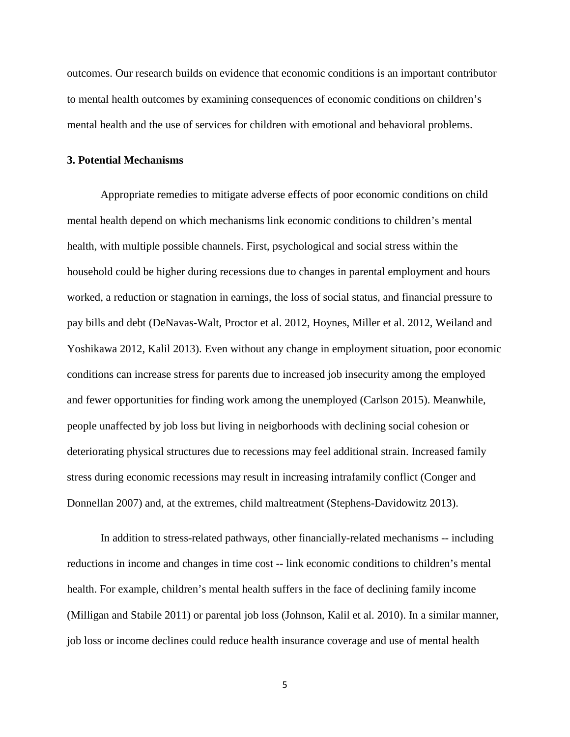outcomes. Our research builds on evidence that economic conditions is an important contributor to mental health outcomes by examining consequences of economic conditions on children's mental health and the use of services for children with emotional and behavioral problems.

### 3. Potential Mechanisms

Appropriate remedies to mitigate adverse effects of poor economic conditions on child mental health depend on which mechanisms link economic conditions to children's mental health, with multiple possible channels. First, psychological and social stress within the household could be higher during recessions due to changes in parental employment and hours worked, a reduction or stagnation in earnings, the loss of social status, and financial pressure to pay bills and debt (DeNavas-Walt, Proctor et al. 2012, Hoynes, Miller et al. 2012, Weiland and Yoshikawa 2012, Kalil 2013). Even without any change in employment situation, poor economic conditions can increase stress for parents due to increased job insecurity among the employed and fewer opportunities for finding work among the unemployed (Carlson 2015). Meanwhile, people unaffected by job loss but living in neigborhoods with declining social cohesion or deteriorating physical structures due to recessions may feel additional strain. Increased family stress during economic recessions may result in increasing intrafamily conflict (Conger and Donnellan 2007) and, at the extremes, child maltreatment (Stephens-Davidowitz 2013).

In addition to stress-related pathways, other financially-related mechanisms -- including reductions in income and changes in time cost -- link economic conditions to children's mental health. For example, children's mental health suffers in the face of declining family income (Milligan and Stabile 2011) or parental job loss (Johnson, Kalil et al. 2010). In a similar manner, job loss or income declines could reduce health insurance coverage and use of mental health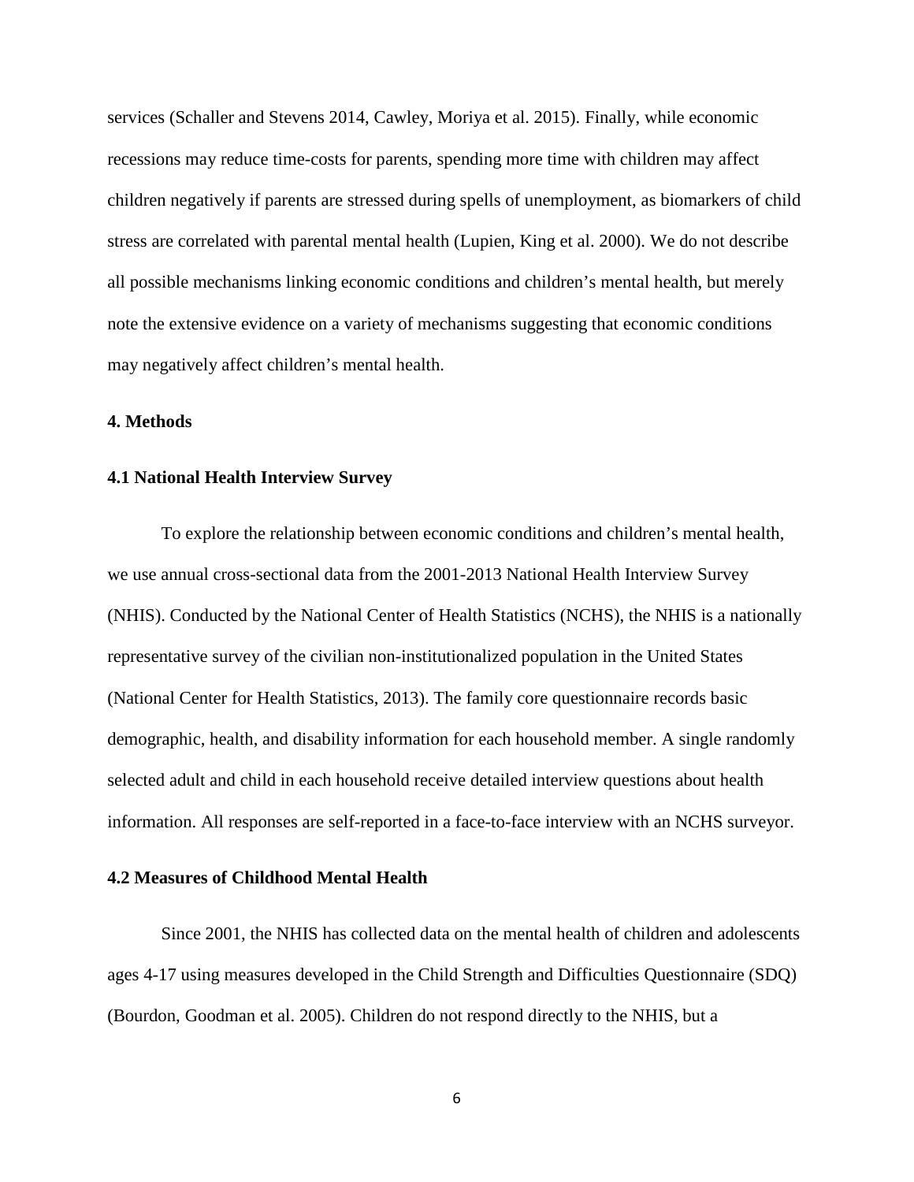services (Schaller and Stevens 2014, Cawley, Moriya et al. 2015). Finally, while economic recessions may reduce time-costs for parents, spending more time with children may affect children negatively if parents are stressed during spells of unemployment, as biomarkers of child stress are correlated with parental mental health (Lupien, King et al. 2000). We do not describe all possible mechanisms linking economic conditions and children's mental health, but merely note the extensive evidence on a variety of mechanisms suggesting that economic conditions may negatively affect children's mental health.

## 4. Methods

### 4.1 National Health Interview Survey

To explore the relationship between economic conditions and children's mental health, we use annual cross-sectional data from the 2001-2013 National Health Interview Survey (NHIS). Conducted by the National Center of Health Statistics (NCHS), the NHIS is a nationally representative survey of the civilian non-institutionalized population in the United States (National Center for Health Statistics, 2013). The family core questionnaire records basic demographic, health, and disability information for each household member. A single randomly selected adult and child in each household receive detailed interview questions about health information. All responses are self-reported in a face-to-face interview with an NCHS surveyor.

### 4.2 Measures of Childhood Mental Health

Since 2001, the NHIS has collected data on the mental health of children and adolescents ages 4-17 using measures developed in the Child Strength and Difficulties Questionnaire (SDQ) (Bourdon, Goodman et al. 2005). Children do not respond directly to the NHIS, but a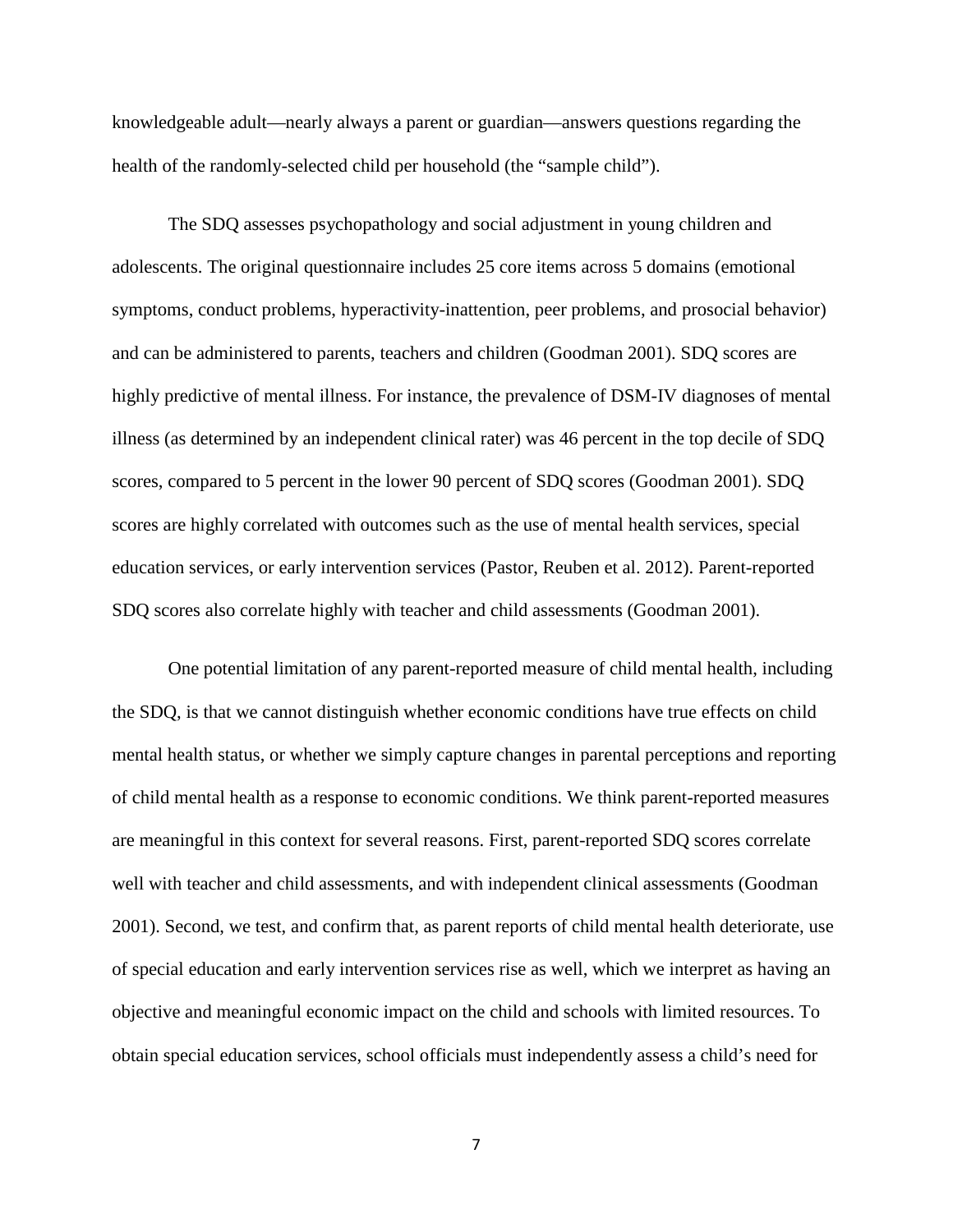knowledgeable adult—nearly always a parent or guardian—answers questions regarding the health of the randomly-selected child per household (the "sample child").

The SDQ assesses psychopathology and social adjustment in young children and adolescents. The original questionnaire includes 25 core items across 5 domains (emotional symptoms, conduct problems, hyperactivity-inattention, peer problems, and prosocial behavior) and can be administered to parents, teachers and children (Goodman 2001). SDQ scores are highly predictive of mental illness. For instance, the prevalence of DSM-IV diagnoses of mental illness (as determined by an independent clinical rater) was 46 percent in the top decile of SDQ scores, compared to 5 percent in the lower 90 percent of SDQ scores (Goodman 2001). SDQ scores are highly correlated with outcomes such as the use of mental health services, special education services, or early intervention services (Pastor, Reuben et al. 2012). Parent-reported SDQ scores also correlate highly with teacher and child assessments (Goodman 2001).

One potential limitation of any parent-reported measure of child mental health, including the SDQ, is that we cannot distinguish whether economic conditions have true effects on child mental health status, or whether we simply capture changes in parental perceptions and reporting of child mental health as a response to economic conditions. We think parent-reported measures are meaningful in this context for several reasons. First, parent-reported SDQ scores correlate well with teacher and child assessments, and with independent clinical assessments (Goodman 2001). Second, we test, and confirm that, as parent reports of child mental health deteriorate, use of special education and early intervention services rise as well, which we interpret as having an objective and meaningful economic impact on the child and schools with limited resources. To obtain special education services, school officials must independently assess a child's need for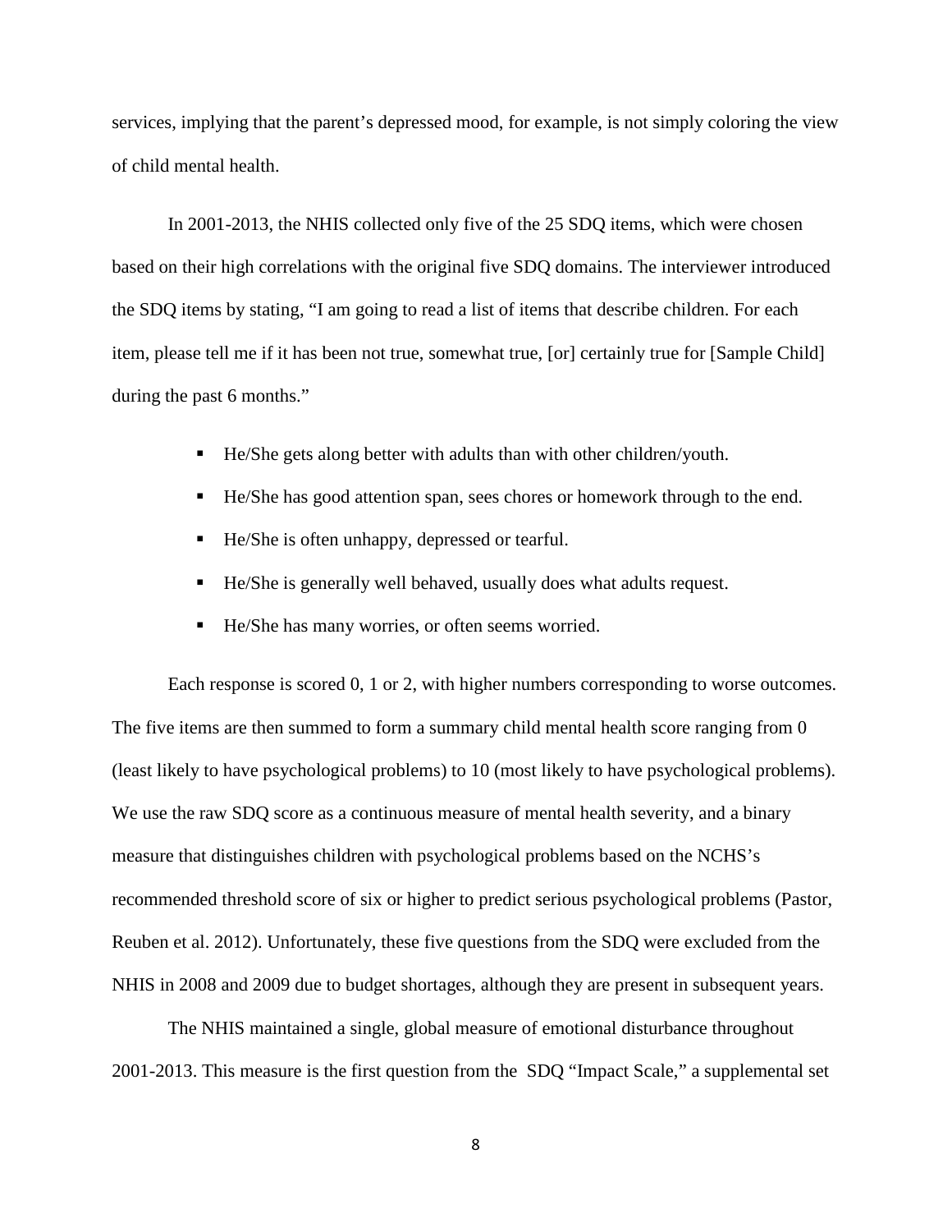services, implying that the parent's depressed mood, for example, is not simply coloring the view of child mental health.

In 2001-2013, the NHIS collected only five of the 25 SDQ items, which were chosen based on their high correlations with the original five SDQ domains. The interviewer introduced the SDQ items by stating, "I am going to read a list of items that describe children. For each item, please tell me if it has been not true, somewhat true, [or] certainly true for [Sample Child] during the past 6 months."

- He/She gets along better with adults than with other children/youth.
- He/She has good attention span, sees chores or homework through to the end.
- He/She is often unhappy, depressed or tearful.
- He/She is generally well behaved, usually does what adults request.
- He/She has many worries, or often seems worried.

Each response is scored 0, 1 or 2, with higher numbers corresponding to worse outcomes. The five items are then summed to form a summary child mental health score ranging from 0 (least likely to have psychological problems) to 10 (most likely to have psychological problems). We use the raw SDQ score as a continuous measure of mental health severity, and a binary measure that distinguishes children with psychological problems based on the NCHS's recommended threshold score of six or higher to predict serious psychological problems (Pastor, Reuben et al. 2012). Unfortunately, these five questions from the SDQ were excluded from the NHIS in 2008 and 2009 due to budget shortages, although they are present in subsequent years.

The NHIS maintained a single, global measure of emotional disturbance throughout 2001-2013. This measure is the first question from the SDQ "Impact Scale," a supplemental set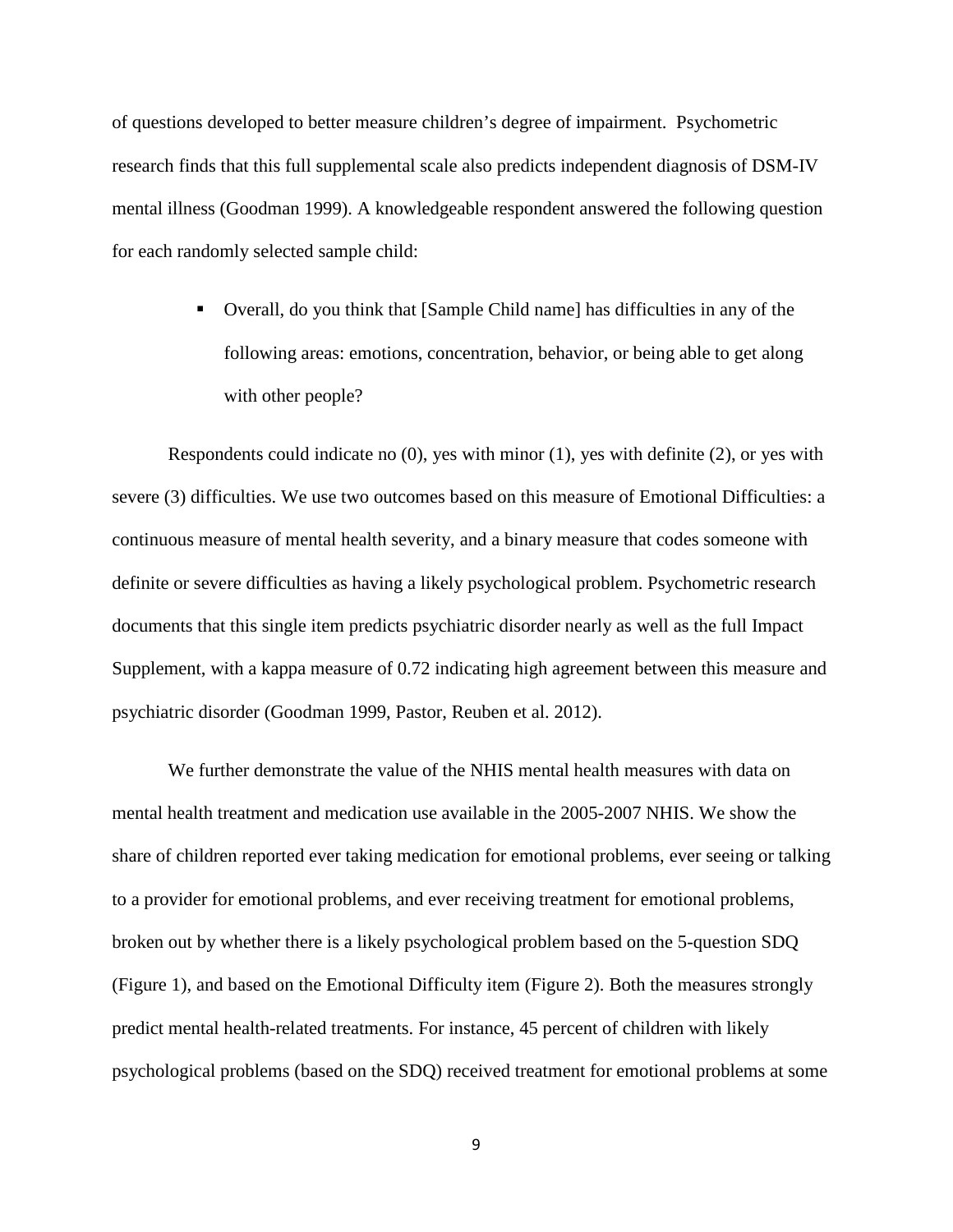of questions developed to better measure children's degree of impairment. Psychometric research finds that this full supplemental scale also predicts independent diagnosis of DSM-IV mental illness (Goodman 1999). A knowledgeable respondent answered the following question for each randomly selected sample child:

- Overall, do you think that [Sample Child name] has difficulties in any of the following areas: emotions, concentration, behavior, or being able to get along with other people?

Respondents could indicate no (0), yes with minor (1), yes with definite (2), or yes with severe (3) difficulties. We use two outcomes based on this measure of Emotional Difficulties: a continuous measure of mental health severity, and a binary measure that codes someone with definite or severe difficulties as having a likely psychological problem. Psychometric research documents that this single item predicts psychiatric disorder nearly as well as the full Impact Supplement, with a kappa measure of 0.72 indicating high agreement between this measure and psychiatric disorder (Goodman 1999, Pastor, Reuben et al. 2012).

We further demonstrate the value of the NHIS mental health measures with data on mental health treatment and medication use available in the 2005-2007 NHIS. We show the share of children reported ever taking medication for emotional problems, ever seeing or talking to a provider for emotional problems, and ever receiving treatment for emotional problems, broken out by whether there is a likely psychological problem based on the 5-question SDQ (Figure 1), and based on the Emotional Difficulty item (Figure 2). Both the measures strongly predict mental health-related treatments. For instance, 45 percent of children with likely psychological problems (based on the SDQ) received treatment for emotional problems at some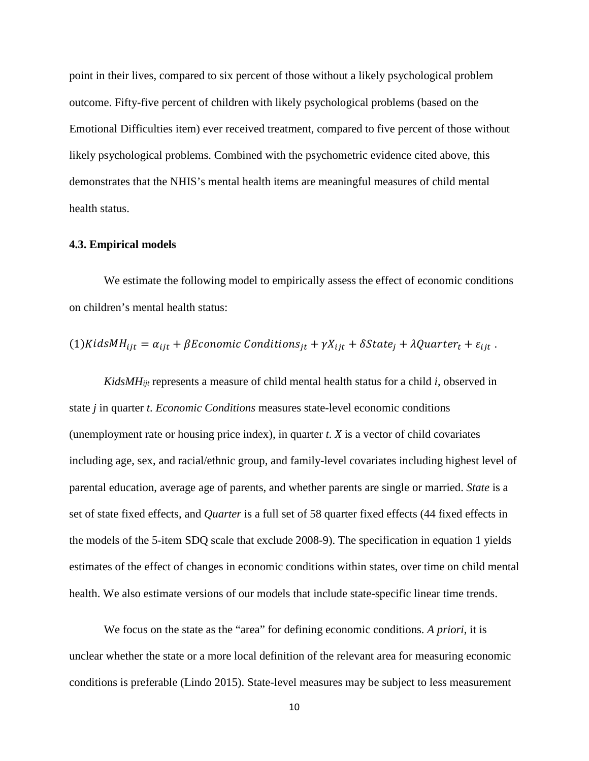point in their lives, compared to six percent of those without a likely psychological problem outcome. Fifty-five percent of children with likely psychological problems (based on the Emotional Difficulties item) ever received treatment, compared to five percent of those without likely psychological problems. Combined with the psychometric evidence cited above, this demonstrates that the NHIS's mental health items are meaningful measures of child mental health status.

### 4.3. Empirical models

We estimate the following model to empirically assess the effect of economic conditions on children's mental health status:

$$(1) KidsMH_{ijt} = \alpha_{ijt} + \beta Economic\ Conditions_{jt} + \gamma X_{ijt} + \delta State_j + \lambda Quarter_t + \varepsilon_{ijt}\ .$$

*KidsMH<sub>ijt</sub>* represents a measure of child mental health status for a child *i*, observed in state *j* in quarter *t*. *Economic Conditions* measures state-level economic conditions (unemployment rate or housing price index), in quarter *t*. *X* is a vector of child covariates including age, sex, and racial/ethnic group, and family-level covariates including highest level of parental education, average age of parents, and whether parents are single or married. *State* is a set of state fixed effects, and *Quarter* is a full set of 58 quarter fixed effects (44 fixed effects in the models of the 5-item SDQ scale that exclude 2008-9). The specification in equation 1 yields estimates of the effect of changes in economic conditions within states, over time on child mental health. We also estimate versions of our models that include state-specific linear time trends.

We focus on the state as the "area" for defining economic conditions. *A priori*, it is unclear whether the state or a more local definition of the relevant area for measuring economic conditions is preferable (Lindo 2015). State-level measures may be subject to less measurement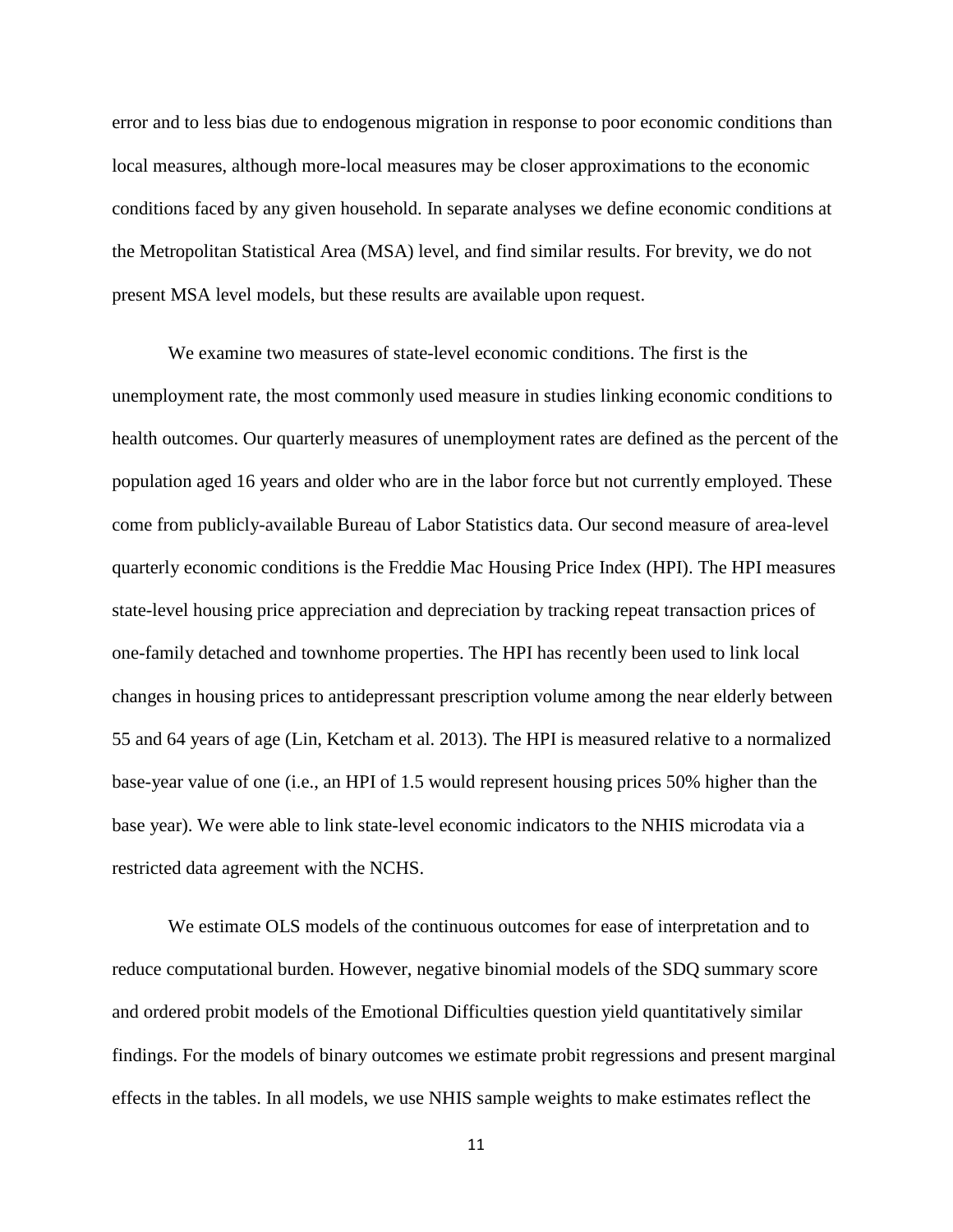error and to less bias due to endogenous migration in response to poor economic conditions than local measures, although more-local measures may be closer approximations to the economic conditions faced by any given household. In separate analyses we define economic conditions at the Metropolitan Statistical Area (MSA) level, and find similar results. For brevity, we do not present MSA level models, but these results are available upon request.

We examine two measures of state-level economic conditions. The first is the unemployment rate, the most commonly used measure in studies linking economic conditions to health outcomes. Our quarterly measures of unemployment rates are defined as the percent of the population aged 16 years and older who are in the labor force but not currently employed. These come from publicly-available Bureau of Labor Statistics data. Our second measure of area-level quarterly economic conditions is the Freddie Mac Housing Price Index (HPI). The HPI measures state-level housing price appreciation and depreciation by tracking repeat transaction prices of one-family detached and townhome properties. The HPI has recently been used to link local changes in housing prices to antidepressant prescription volume among the near elderly between 55 and 64 years of age (Lin, Ketcham et al. 2013). The HPI is measured relative to a normalized base-year value of one (i.e., an HPI of 1.5 would represent housing prices 50% higher than the base year). We were able to link state-level economic indicators to the NHIS microdata via a restricted data agreement with the NCHS.

We estimate OLS models of the continuous outcomes for ease of interpretation and to reduce computational burden. However, negative binomial models of the SDQ summary score and ordered probit models of the Emotional Difficulties question yield quantitatively similar findings. For the models of binary outcomes we estimate probit regressions and present marginal effects in the tables. In all models, we use NHIS sample weights to make estimates reflect the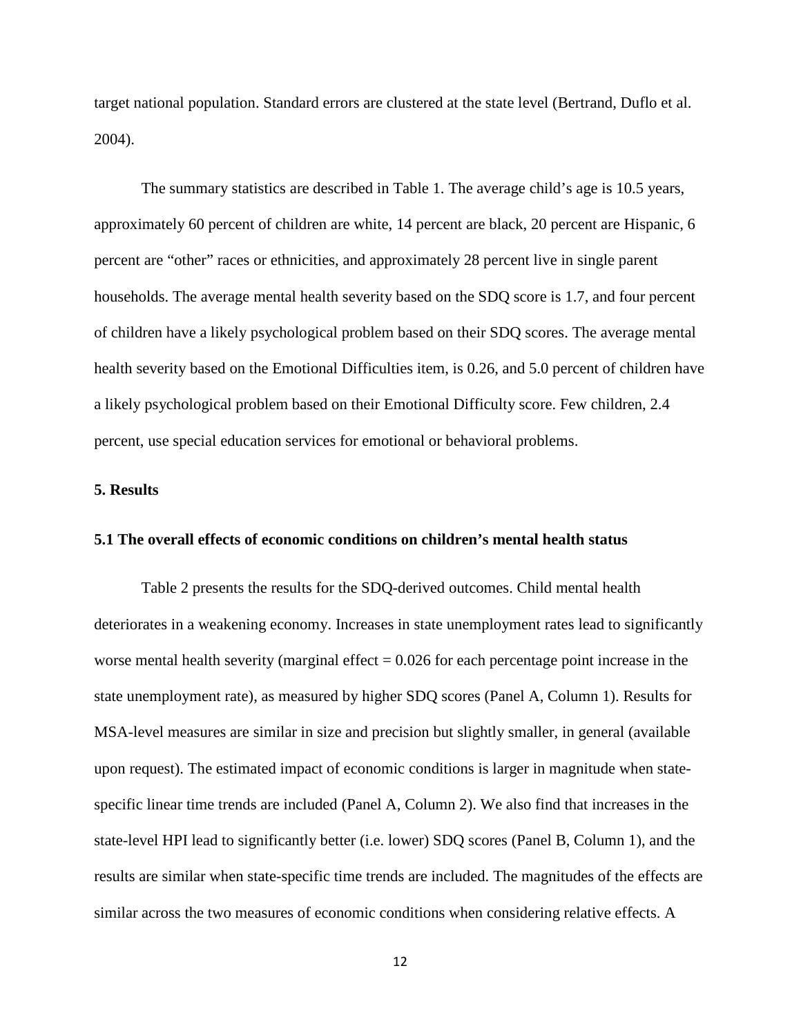target national population. Standard errors are clustered at the state level (Bertrand, Duflo et al. 2004).

The summary statistics are described in Table 1. The average child's age is 10.5 years, approximately 60 percent of children are white, 14 percent are black, 20 percent are Hispanic, 6 percent are "other" races or ethnicities, and approximately 28 percent live in single parent households. The average mental health severity based on the SDQ score is 1.7, and four percent of children have a likely psychological problem based on their SDQ scores. The average mental health severity based on the Emotional Difficulties item, is 0.26, and 5.0 percent of children have a likely psychological problem based on their Emotional Difficulty score. Few children, 2.4 percent, use special education services for emotional or behavioral problems.

## 5. Results

### 5.1 The overall effects of economic conditions on children's mental health status

Table 2 presents the results for the SDQ-derived outcomes. Child mental health deteriorates in a weakening economy. Increases in state unemployment rates lead to significantly worse mental health severity (marginal effect = 0.026 for each percentage point increase in the state unemployment rate), as measured by higher SDQ scores (Panel A, Column 1). Results for MSA-level measures are similar in size and precision but slightly smaller, in general (available upon request). The estimated impact of economic conditions is larger in magnitude when state-specific linear time trends are included (Panel A, Column 2). We also find that increases in the state-level HPI lead to significantly better (i.e. lower) SDQ scores (Panel B, Column 1), and the results are similar when state-specific time trends are included. The magnitudes of the effects are similar across the two measures of economic conditions when considering relative effects. A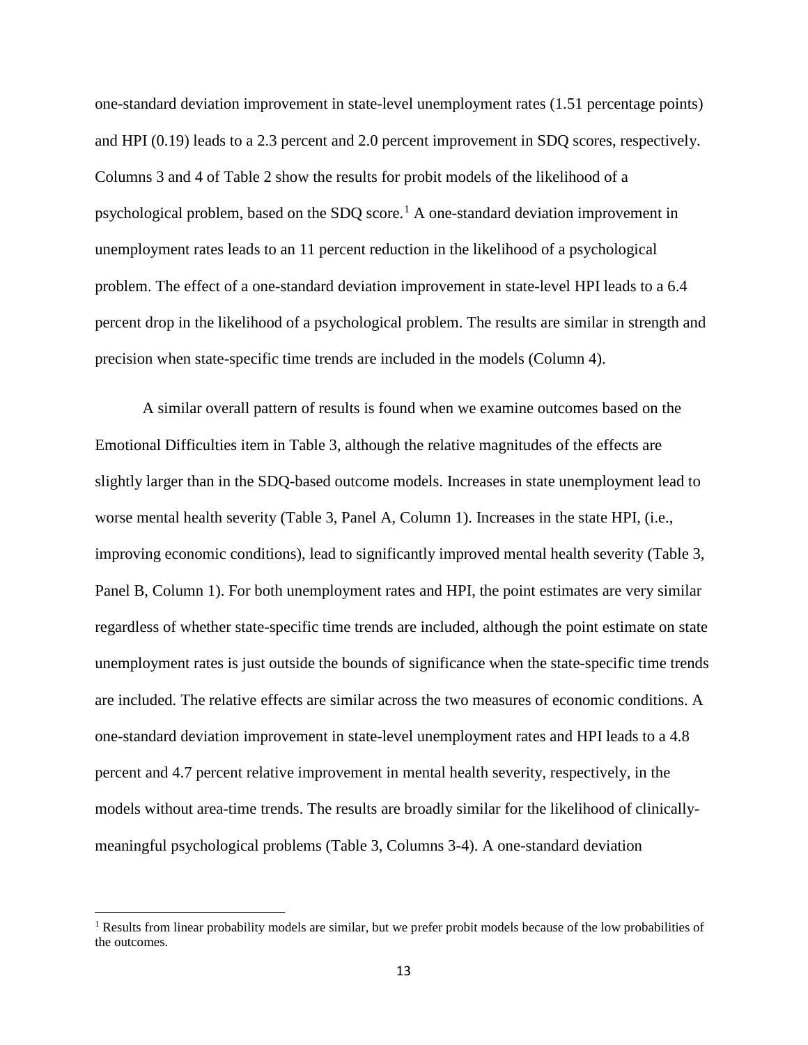one-standard deviation improvement in state-level unemployment rates (1.51 percentage points) and HPI (0.19) leads to a 2.3 percent and 2.0 percent improvement in SDQ scores, respectively. Columns 3 and 4 of Table 2 show the results for probit models of the likelihood of a psychological problem, based on the SDQ score.[1] A one-standard deviation improvement in unemployment rates leads to an 11 percent reduction in the likelihood of a psychological problem. The effect of a one-standard deviation improvement in state-level HPI leads to a 6.4 percent drop in the likelihood of a psychological problem. The results are similar in strength and precision when state-specific time trends are included in the models (Column 4).

A similar overall pattern of results is found when we examine outcomes based on the Emotional Difficulties item in Table 3, although the relative magnitudes of the effects are slightly larger than in the SDQ-based outcome models. Increases in state unemployment lead to worse mental health severity (Table 3, Panel A, Column 1). Increases in the state HPI, (i.e., improving economic conditions), lead to significantly improved mental health severity (Table 3, Panel B, Column 1). For both unemployment rates and HPI, the point estimates are very similar regardless of whether state-specific time trends are included, although the point estimate on state unemployment rates is just outside the bounds of significance when the state-specific time trends are included. The relative effects are similar across the two measures of economic conditions. A one-standard deviation improvement in state-level unemployment rates and HPI leads to a 4.8 percent and 4.7 percent relative improvement in mental health severity, respectively, in the models without area-time trends. The results are broadly similar for the likelihood of clinically-meaningful psychological problems (Table 3, Columns 3-4). A one-standard deviation

[1] Results from linear probability models are similar, but we prefer probit models because of the low probabilities of the outcomes.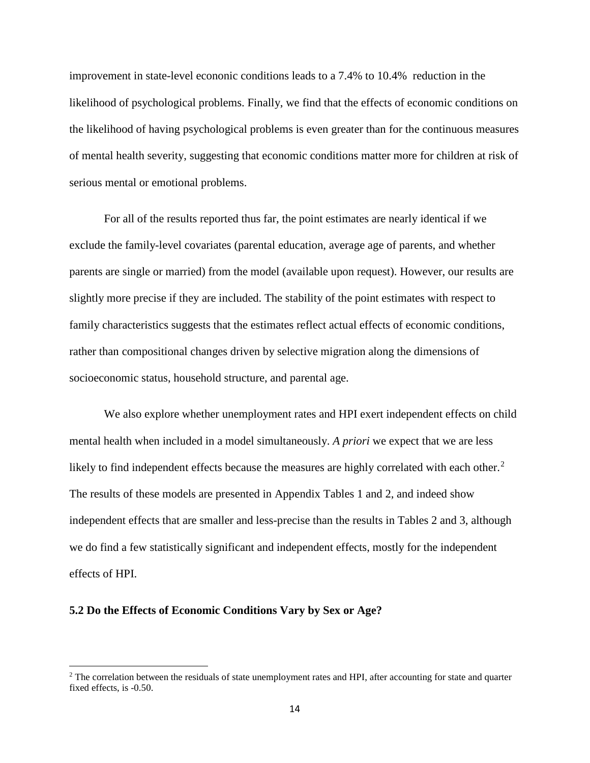improvement in state-level econonic conditions leads to a 7.4% to 10.4% reduction in the likelihood of psychological problems. Finally, we find that the effects of economic conditions on the likelihood of having psychological problems is even greater than for the continuous measures of mental health severity, suggesting that economic conditions matter more for children at risk of serious mental or emotional problems.

For all of the results reported thus far, the point estimates are nearly identical if we exclude the family-level covariates (parental education, average age of parents, and whether parents are single or married) from the model (available upon request). However, our results are slightly more precise if they are included. The stability of the point estimates with respect to family characteristics suggests that the estimates reflect actual effects of economic conditions, rather than compositional changes driven by selective migration along the dimensions of socioeconomic status, household structure, and parental age.

We also explore whether unemployment rates and HPI exert independent effects on child mental health when included in a model simultaneously. *A priori* we expect that we are less likely to find independent effects because the measures are highly correlated with each other.[2] The results of these models are presented in Appendix Tables 1 and 2, and indeed show independent effects that are smaller and less-precise than the results in Tables 2 and 3, although we do find a few statistically significant and independent effects, mostly for the independent effects of HPI.

### 5.2 Do the Effects of Economic Conditions Vary by Sex or Age?

[2] The correlation between the residuals of state unemployment rates and HPI, after accounting for state and quarter fixed effects, is -0.50.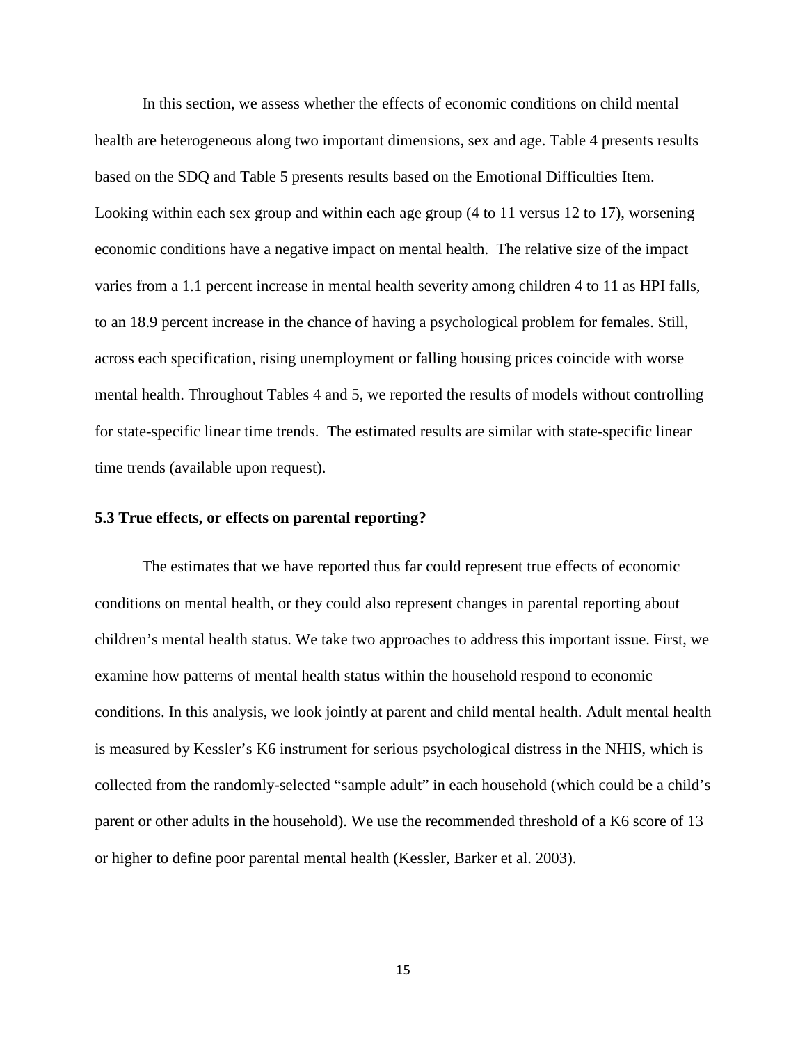In this section, we assess whether the effects of economic conditions on child mental health are heterogeneous along two important dimensions, sex and age. Table 4 presents results based on the SDQ and Table 5 presents results based on the Emotional Difficulties Item. Looking within each sex group and within each age group (4 to 11 versus 12 to 17), worsening economic conditions have a negative impact on mental health. The relative size of the impact varies from a 1.1 percent increase in mental health severity among children 4 to 11 as HPI falls, to an 18.9 percent increase in the chance of having a psychological problem for females. Still, across each specification, rising unemployment or falling housing prices coincide with worse mental health. Throughout Tables 4 and 5, we reported the results of models without controlling for state-specific linear time trends. The estimated results are similar with state-specific linear time trends (available upon request).

### 5.3 True effects, or effects on parental reporting?

The estimates that we have reported thus far could represent true effects of economic conditions on mental health, or they could also represent changes in parental reporting about children's mental health status. We take two approaches to address this important issue. First, we examine how patterns of mental health status within the household respond to economic conditions. In this analysis, we look jointly at parent and child mental health. Adult mental health is measured by Kessler's K6 instrument for serious psychological distress in the NHIS, which is collected from the randomly-selected "sample adult" in each household (which could be a child's parent or other adults in the household). We use the recommended threshold of a K6 score of 13 or higher to define poor parental mental health (Kessler, Barker et al. 2003).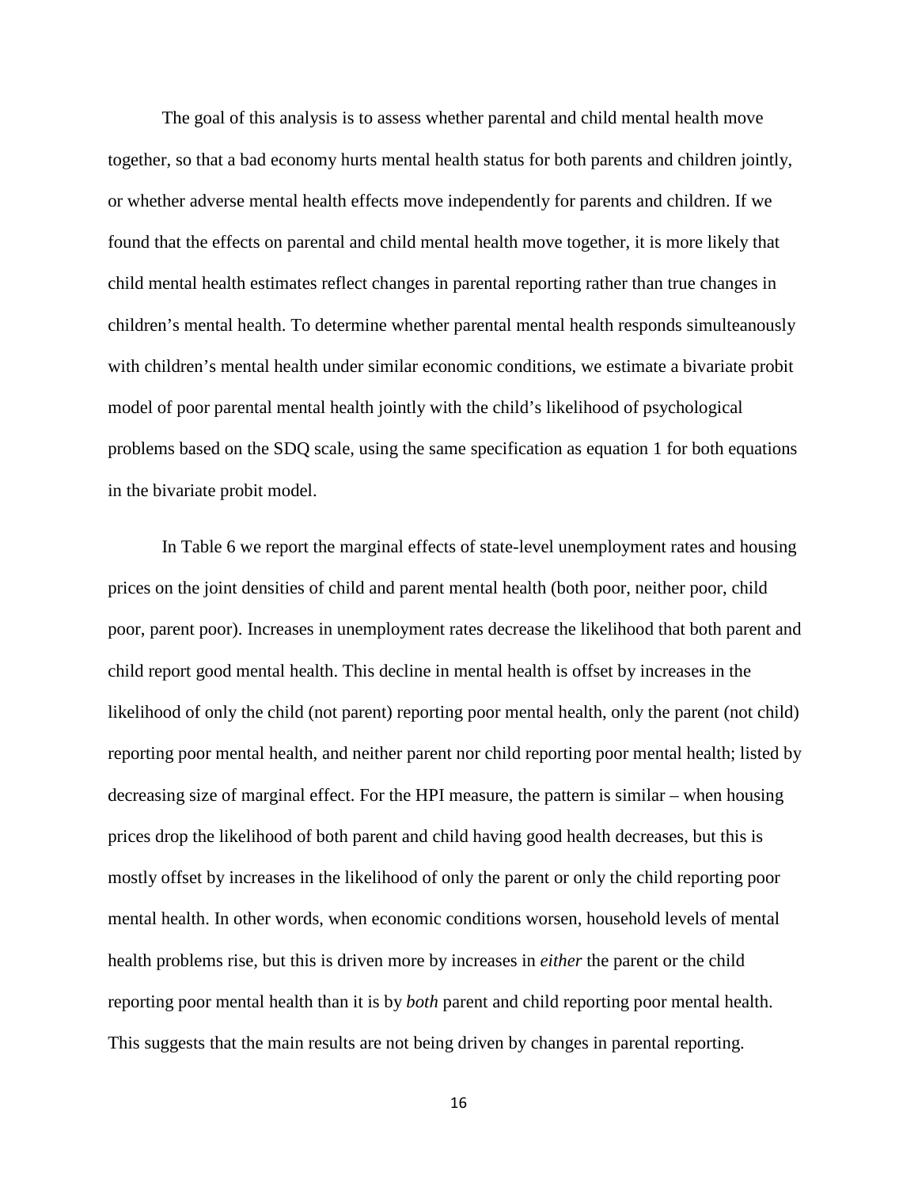The goal of this analysis is to assess whether parental and child mental health move together, so that a bad economy hurts mental health status for both parents and children jointly, or whether adverse mental health effects move independently for parents and children. If we found that the effects on parental and child mental health move together, it is more likely that child mental health estimates reflect changes in parental reporting rather than true changes in children's mental health. To determine whether parental mental health responds simulteanously with children's mental health under similar economic conditions, we estimate a bivariate probit model of poor parental mental health jointly with the child's likelihood of psychological problems based on the SDQ scale, using the same specification as equation 1 for both equations in the bivariate probit model.

In Table 6 we report the marginal effects of state-level unemployment rates and housing prices on the joint densities of child and parent mental health (both poor, neither poor, child poor, parent poor). Increases in unemployment rates decrease the likelihood that both parent and child report good mental health. This decline in mental health is offset by increases in the likelihood of only the child (not parent) reporting poor mental health, only the parent (not child) reporting poor mental health, and neither parent nor child reporting poor mental health; listed by decreasing size of marginal effect. For the HPI measure, the pattern is similar – when housing prices drop the likelihood of both parent and child having good health decreases, but this is mostly offset by increases in the likelihood of only the parent or only the child reporting poor mental health. In other words, when economic conditions worsen, household levels of mental health problems rise, but this is driven more by increases in *either* the parent or the child reporting poor mental health than it is by *both* parent and child reporting poor mental health. This suggests that the main results are not being driven by changes in parental reporting.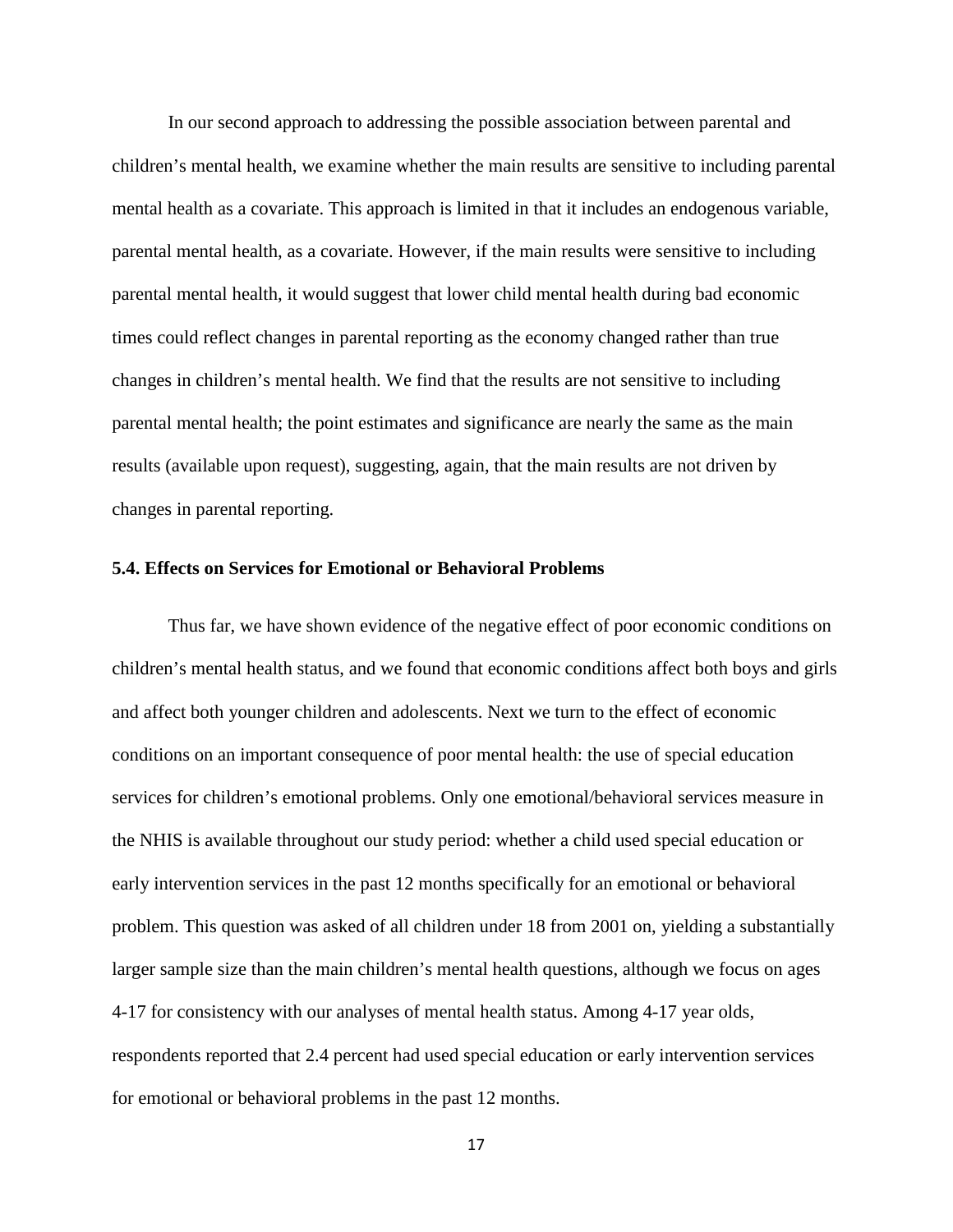In our second approach to addressing the possible association between parental and children's mental health, we examine whether the main results are sensitive to including parental mental health as a covariate. This approach is limited in that it includes an endogenous variable, parental mental health, as a covariate. However, if the main results were sensitive to including parental mental health, it would suggest that lower child mental health during bad economic times could reflect changes in parental reporting as the economy changed rather than true changes in children's mental health. We find that the results are not sensitive to including parental mental health; the point estimates and significance are nearly the same as the main results (available upon request), suggesting, again, that the main results are not driven by changes in parental reporting.

### 5.4. Effects on Services for Emotional or Behavioral Problems

Thus far, we have shown evidence of the negative effect of poor economic conditions on children's mental health status, and we found that economic conditions affect both boys and girls and affect both younger children and adolescents. Next we turn to the effect of economic conditions on an important consequence of poor mental health: the use of special education services for children's emotional problems. Only one emotional/behavioral services measure in the NHIS is available throughout our study period: whether a child used special education or early intervention services in the past 12 months specifically for an emotional or behavioral problem. This question was asked of all children under 18 from 2001 on, yielding a substantially larger sample size than the main children's mental health questions, although we focus on ages 4-17 for consistency with our analyses of mental health status. Among 4-17 year olds, respondents reported that 2.4 percent had used special education or early intervention services for emotional or behavioral problems in the past 12 months.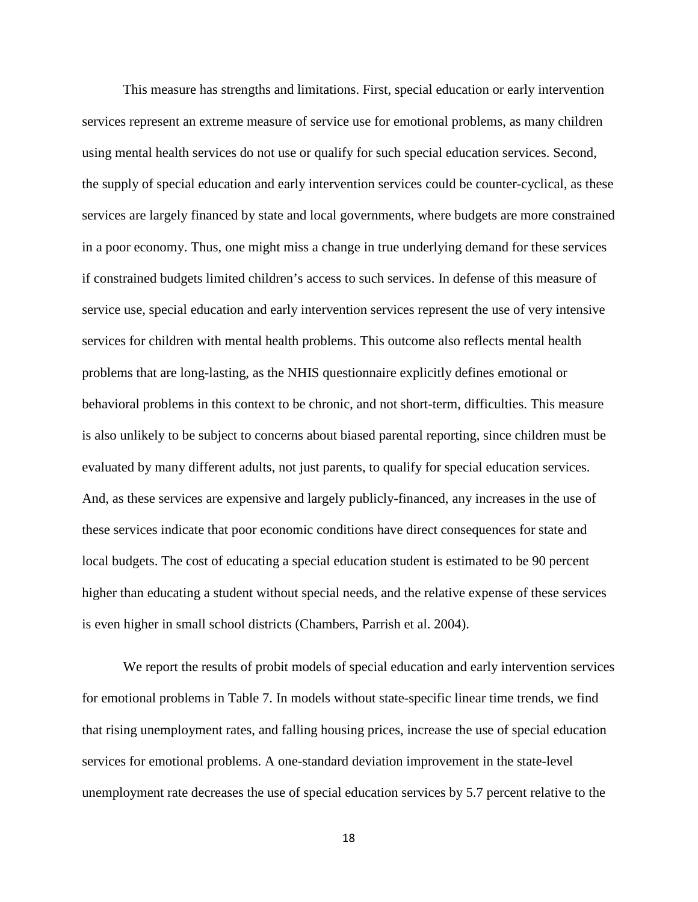This measure has strengths and limitations. First, special education or early intervention services represent an extreme measure of service use for emotional problems, as many children using mental health services do not use or qualify for such special education services. Second, the supply of special education and early intervention services could be counter-cyclical, as these services are largely financed by state and local governments, where budgets are more constrained in a poor economy. Thus, one might miss a change in true underlying demand for these services if constrained budgets limited children's access to such services. In defense of this measure of service use, special education and early intervention services represent the use of very intensive services for children with mental health problems. This outcome also reflects mental health problems that are long-lasting, as the NHIS questionnaire explicitly defines emotional or behavioral problems in this context to be chronic, and not short-term, difficulties. This measure is also unlikely to be subject to concerns about biased parental reporting, since children must be evaluated by many different adults, not just parents, to qualify for special education services. And, as these services are expensive and largely publicly-financed, any increases in the use of these services indicate that poor economic conditions have direct consequences for state and local budgets. The cost of educating a special education student is estimated to be 90 percent higher than educating a student without special needs, and the relative expense of these services is even higher in small school districts (Chambers, Parrish et al. 2004).

We report the results of probit models of special education and early intervention services for emotional problems in Table 7. In models without state-specific linear time trends, we find that rising unemployment rates, and falling housing prices, increase the use of special education services for emotional problems. A one-standard deviation improvement in the state-level unemployment rate decreases the use of special education services by 5.7 percent relative to the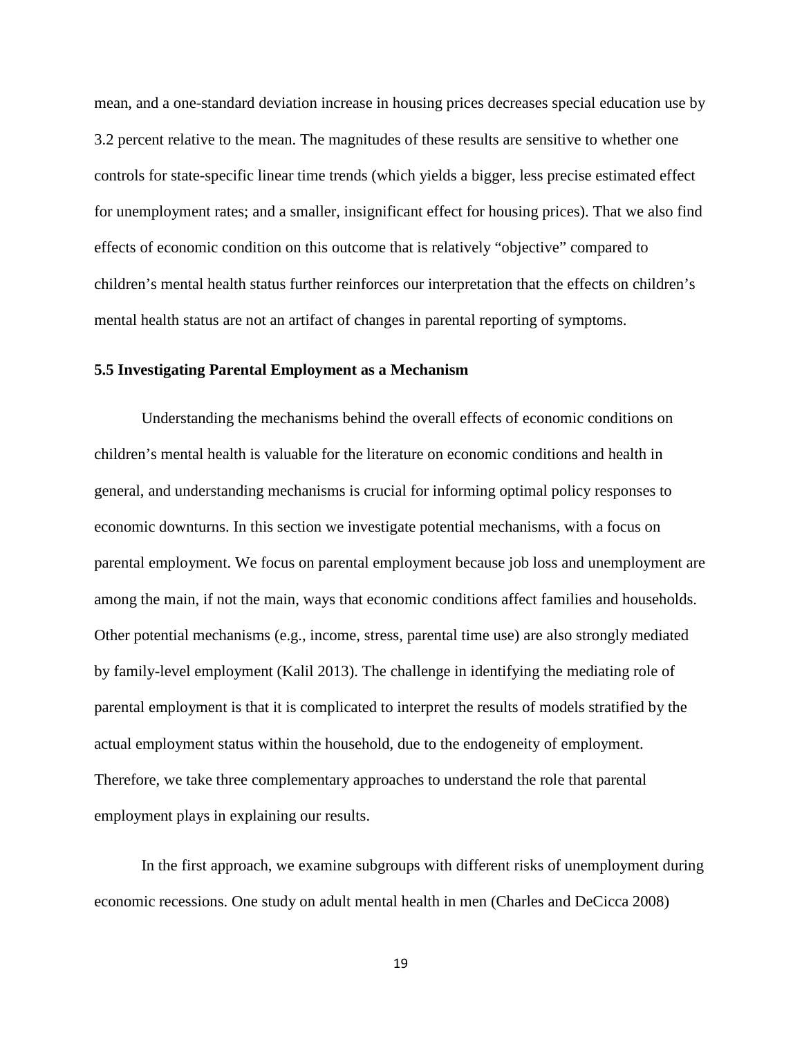mean, and a one-standard deviation increase in housing prices decreases special education use by 3.2 percent relative to the mean. The magnitudes of these results are sensitive to whether one controls for state-specific linear time trends (which yields a bigger, less precise estimated effect for unemployment rates; and a smaller, insignificant effect for housing prices). That we also find effects of economic condition on this outcome that is relatively "objective" compared to children's mental health status further reinforces our interpretation that the effects on children's mental health status are not an artifact of changes in parental reporting of symptoms.

### 5.5 Investigating Parental Employment as a Mechanism

Understanding the mechanisms behind the overall effects of economic conditions on children's mental health is valuable for the literature on economic conditions and health in general, and understanding mechanisms is crucial for informing optimal policy responses to economic downturns. In this section we investigate potential mechanisms, with a focus on parental employment. We focus on parental employment because job loss and unemployment are among the main, if not the main, ways that economic conditions affect families and households. Other potential mechanisms (e.g., income, stress, parental time use) are also strongly mediated by family-level employment (Kalil 2013). The challenge in identifying the mediating role of parental employment is that it is complicated to interpret the results of models stratified by the actual employment status within the household, due to the endogeneity of employment. Therefore, we take three complementary approaches to understand the role that parental employment plays in explaining our results.

In the first approach, we examine subgroups with different risks of unemployment during economic recessions. One study on adult mental health in men (Charles and DeCicca 2008)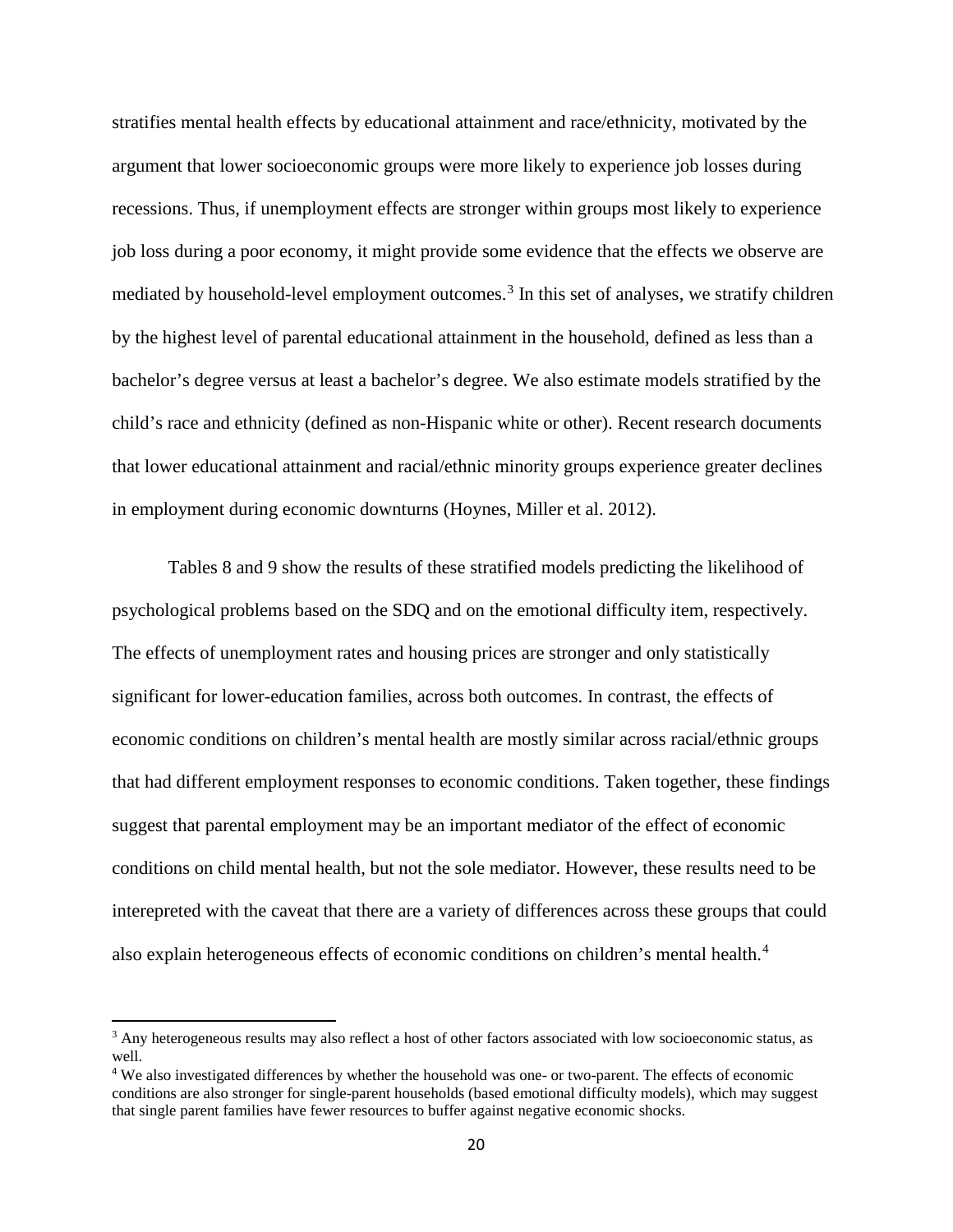stratifies mental health effects by educational attainment and race/ethnicity, motivated by the argument that lower socioeconomic groups were more likely to experience job losses during recessions. Thus, if unemployment effects are stronger within groups most likely to experience job loss during a poor economy, it might provide some evidence that the effects we observe are mediated by household-level employment outcomes.[3] In this set of analyses, we stratify children by the highest level of parental educational attainment in the household, defined as less than a bachelor's degree versus at least a bachelor's degree. We also estimate models stratified by the child's race and ethnicity (defined as non-Hispanic white or other). Recent research documents that lower educational attainment and racial/ethnic minority groups experience greater declines in employment during economic downturns (Hoynes, Miller et al. 2012).

Tables 8 and 9 show the results of these stratified models predicting the likelihood of psychological problems based on the SDQ and on the emotional difficulty item, respectively. The effects of unemployment rates and housing prices are stronger and only statistically significant for lower-education families, across both outcomes. In contrast, the effects of economic conditions on children's mental health are mostly similar across racial/ethnic groups that had different employment responses to economic conditions. Taken together, these findings suggest that parental employment may be an important mediator of the effect of economic conditions on child mental health, but not the sole mediator. However, these results need to be interepreted with the caveat that there are a variety of differences across these groups that could also explain heterogeneous effects of economic conditions on children's mental health.[4]

---

[3] Any heterogeneous results may also reflect a host of other factors associated with low socioeconomic status, as well.

[4] We also investigated differences by whether the household was one- or two-parent. The effects of economic conditions are also stronger for single-parent households (based emotional difficulty models), which may suggest that single parent families have fewer resources to buffer against negative economic shocks.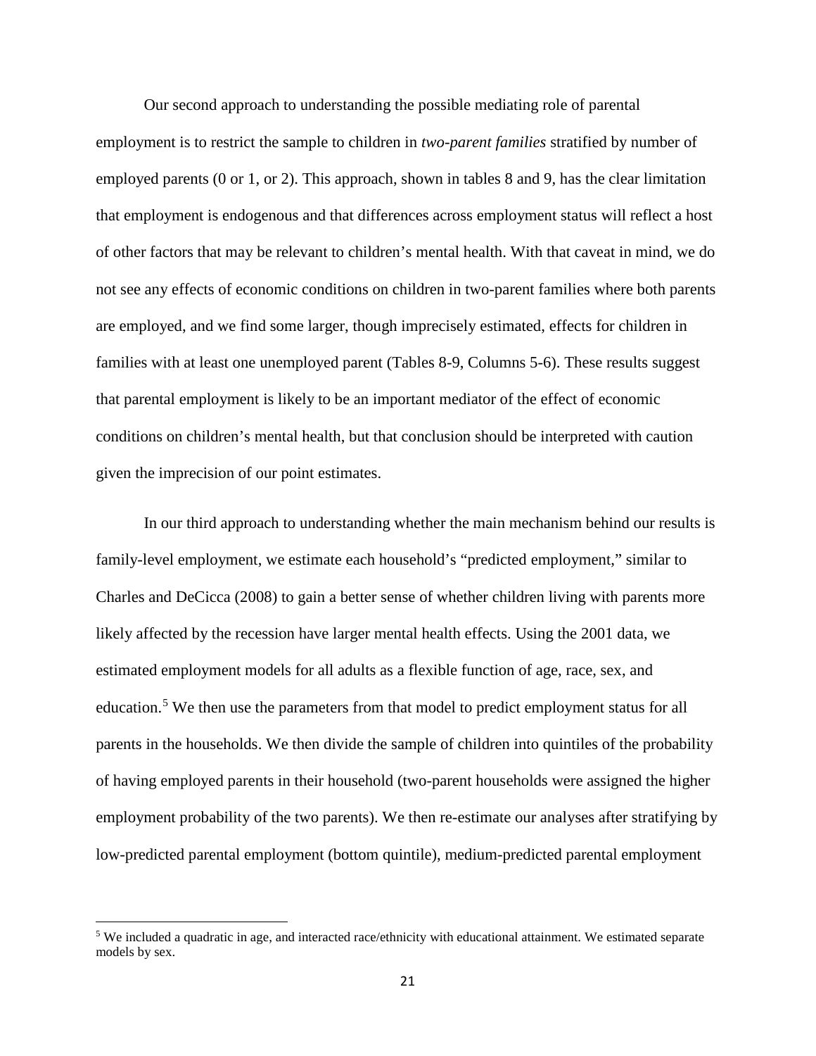Our second approach to understanding the possible mediating role of parental employment is to restrict the sample to children in *two-parent families* stratified by number of employed parents (0 or 1, or 2). This approach, shown in tables 8 and 9, has the clear limitation that employment is endogenous and that differences across employment status will reflect a host of other factors that may be relevant to children's mental health. With that caveat in mind, we do not see any effects of economic conditions on children in two-parent families where both parents are employed, and we find some larger, though imprecisely estimated, effects for children in families with at least one unemployed parent (Tables 8-9, Columns 5-6). These results suggest that parental employment is likely to be an important mediator of the effect of economic conditions on children's mental health, but that conclusion should be interpreted with caution given the imprecision of our point estimates.

In our third approach to understanding whether the main mechanism behind our results is family-level employment, we estimate each household's "predicted employment," similar to Charles and DeCicca (2008) to gain a better sense of whether children living with parents more likely affected by the recession have larger mental health effects. Using the 2001 data, we estimated employment models for all adults as a flexible function of age, race, sex, and education.[5] We then use the parameters from that model to predict employment status for all parents in the households. We then divide the sample of children into quintiles of the probability of having employed parents in their household (two-parent households were assigned the higher employment probability of the two parents). We then re-estimate our analyses after stratifying by low-predicted parental employment (bottom quintile), medium-predicted parental employment

[5] We included a quadratic in age, and interacted race/ethnicity with educational attainment. We estimated separate models by sex.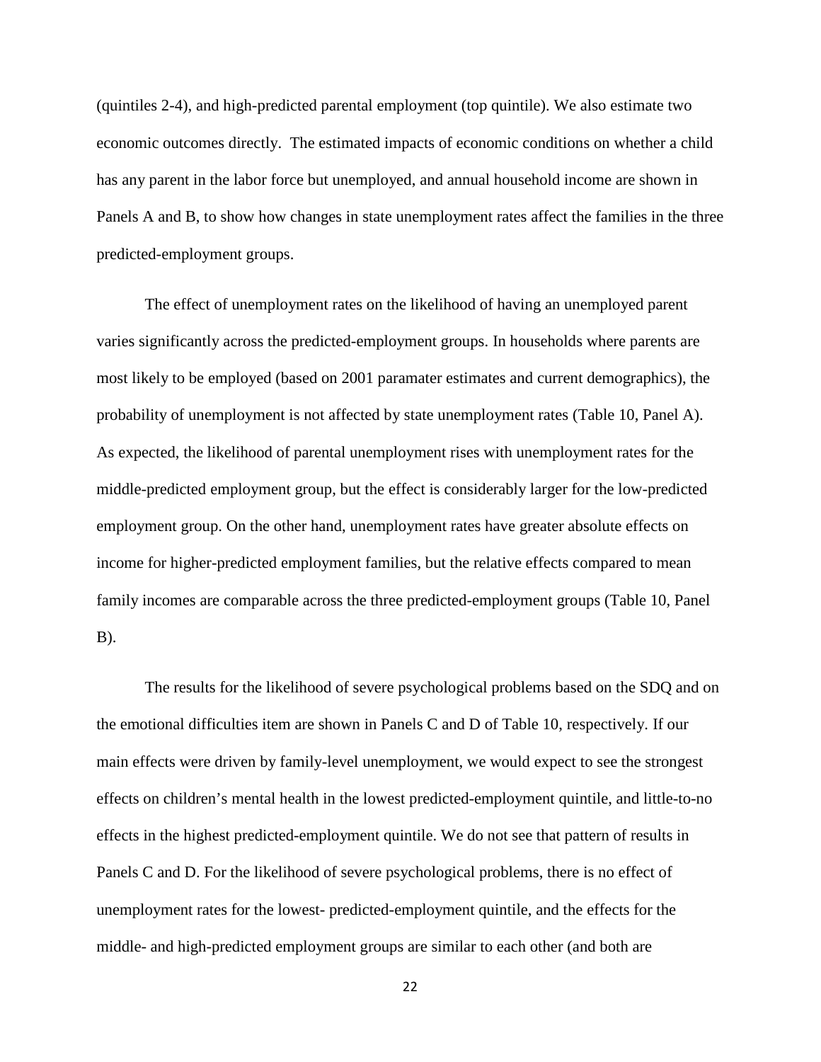(quintiles 2-4), and high-predicted parental employment (top quintile). We also estimate two economic outcomes directly. The estimated impacts of economic conditions on whether a child has any parent in the labor force but unemployed, and annual household income are shown in Panels A and B, to show how changes in state unemployment rates affect the families in the three predicted-employment groups.

The effect of unemployment rates on the likelihood of having an unemployed parent varies significantly across the predicted-employment groups. In households where parents are most likely to be employed (based on 2001 paramater estimates and current demographics), the probability of unemployment is not affected by state unemployment rates (Table 10, Panel A). As expected, the likelihood of parental unemployment rises with unemployment rates for the middle-predicted employment group, but the effect is considerably larger for the low-predicted employment group. On the other hand, unemployment rates have greater absolute effects on income for higher-predicted employment families, but the relative effects compared to mean family incomes are comparable across the three predicted-employment groups (Table 10, Panel B).

The results for the likelihood of severe psychological problems based on the SDQ and on the emotional difficulties item are shown in Panels C and D of Table 10, respectively. If our main effects were driven by family-level unemployment, we would expect to see the strongest effects on children's mental health in the lowest predicted-employment quintile, and little-to-no effects in the highest predicted-employment quintile. We do not see that pattern of results in Panels C and D. For the likelihood of severe psychological problems, there is no effect of unemployment rates for the lowest- predicted-employment quintile, and the effects for the middle- and high-predicted employment groups are similar to each other (and both are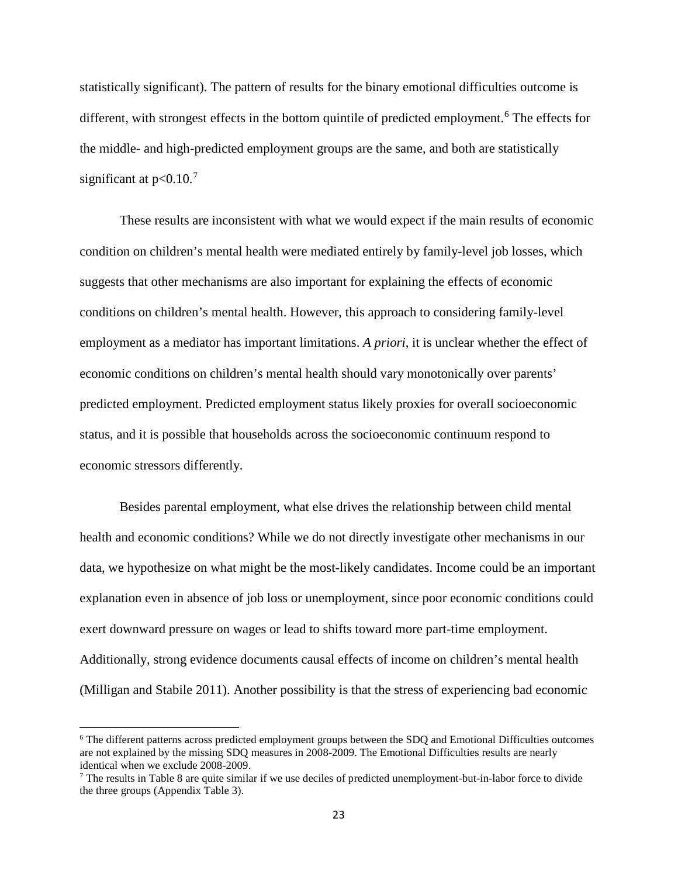statistically significant). The pattern of results for the binary emotional difficulties outcome is different, with strongest effects in the bottom quintile of predicted employment.[6] The effects for the middle- and high-predicted employment groups are the same, and both are statistically significant at $p<0.10$.[7]

These results are inconsistent with what we would expect if the main results of economic condition on children's mental health were mediated entirely by family-level job losses, which suggests that other mechanisms are also important for explaining the effects of economic conditions on children's mental health. However, this approach to considering family-level employment as a mediator has important limitations. *A priori*, it is unclear whether the effect of economic conditions on children's mental health should vary monotonically over parents' predicted employment. Predicted employment status likely proxies for overall socioeconomic status, and it is possible that households across the socioeconomic continuum respond to economic stressors differently.

Besides parental employment, what else drives the relationship between child mental health and economic conditions? While we do not directly investigate other mechanisms in our data, we hypothesize on what might be the most-likely candidates. Income could be an important explanation even in absence of job loss or unemployment, since poor economic conditions could exert downward pressure on wages or lead to shifts toward more part-time employment. Additionally, strong evidence documents causal effects of income on children's mental health (Milligan and Stabile 2011). Another possibility is that the stress of experiencing bad economic

---

[6] The different patterns across predicted employment groups between the SDQ and Emotional Difficulties outcomes are not explained by the missing SDQ measures in 2008-2009. The Emotional Difficulties results are nearly identical when we exclude 2008-2009.

[7] The results in Table 8 are quite similar if we use deciles of predicted unemployment-but-in-labor force to divide the three groups (Appendix Table 3).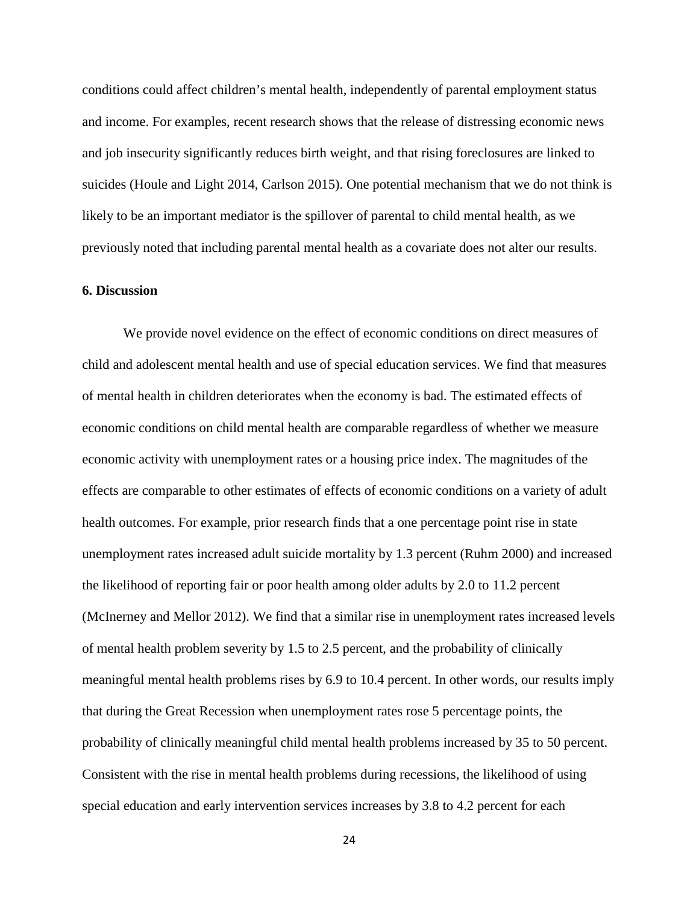conditions could affect children's mental health, independently of parental employment status and income. For examples, recent research shows that the release of distressing economic news and job insecurity significantly reduces birth weight, and that rising foreclosures are linked to suicides (Houle and Light 2014, Carlson 2015). One potential mechanism that we do not think is likely to be an important mediator is the spillover of parental to child mental health, as we previously noted that including parental mental health as a covariate does not alter our results.

## 6. Discussion

We provide novel evidence on the effect of economic conditions on direct measures of child and adolescent mental health and use of special education services. We find that measures of mental health in children deteriorates when the economy is bad. The estimated effects of economic conditions on child mental health are comparable regardless of whether we measure economic activity with unemployment rates or a housing price index. The magnitudes of the effects are comparable to other estimates of effects of economic conditions on a variety of adult health outcomes. For example, prior research finds that a one percentage point rise in state unemployment rates increased adult suicide mortality by 1.3 percent (Ruhm 2000) and increased the likelihood of reporting fair or poor health among older adults by 2.0 to 11.2 percent (McInerney and Mellor 2012). We find that a similar rise in unemployment rates increased levels of mental health problem severity by 1.5 to 2.5 percent, and the probability of clinically meaningful mental health problems rises by 6.9 to 10.4 percent. In other words, our results imply that during the Great Recession when unemployment rates rose 5 percentage points, the probability of clinically meaningful child mental health problems increased by 35 to 50 percent. Consistent with the rise in mental health problems during recessions, the likelihood of using special education and early intervention services increases by 3.8 to 4.2 percent for each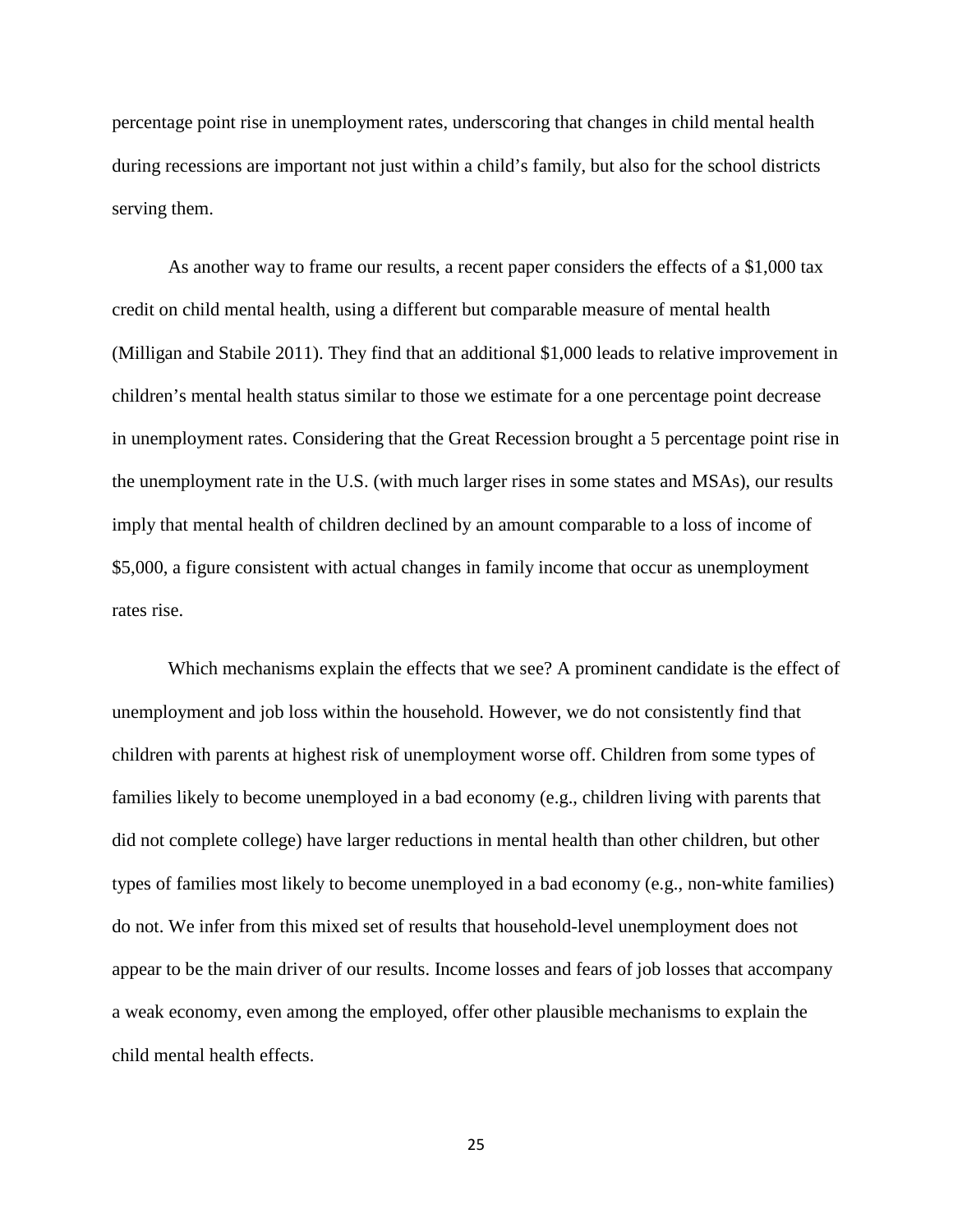percentage point rise in unemployment rates, underscoring that changes in child mental health during recessions are important not just within a child's family, but also for the school districts serving them.

As another way to frame our results, a recent paper considers the effects of a $1,000 tax credit on child mental health, using a different but comparable measure of mental health (Milligan and Stabile 2011). They find that an additional $1,000 leads to relative improvement in children's mental health status similar to those we estimate for a one percentage point decrease in unemployment rates. Considering that the Great Recession brought a 5 percentage point rise in the unemployment rate in the U.S. (with much larger rises in some states and MSAs), our results imply that mental health of children declined by an amount comparable to a loss of income of $5,000, a figure consistent with actual changes in family income that occur as unemployment rates rise.

Which mechanisms explain the effects that we see? A prominent candidate is the effect of unemployment and job loss within the household. However, we do not consistently find that children with parents at highest risk of unemployment worse off. Children from some types of families likely to become unemployed in a bad economy (e.g., children living with parents that did not complete college) have larger reductions in mental health than other children, but other types of families most likely to become unemployed in a bad economy (e.g., non-white families) do not. We infer from this mixed set of results that household-level unemployment does not appear to be the main driver of our results. Income losses and fears of job losses that accompany a weak economy, even among the employed, offer other plausible mechanisms to explain the child mental health effects.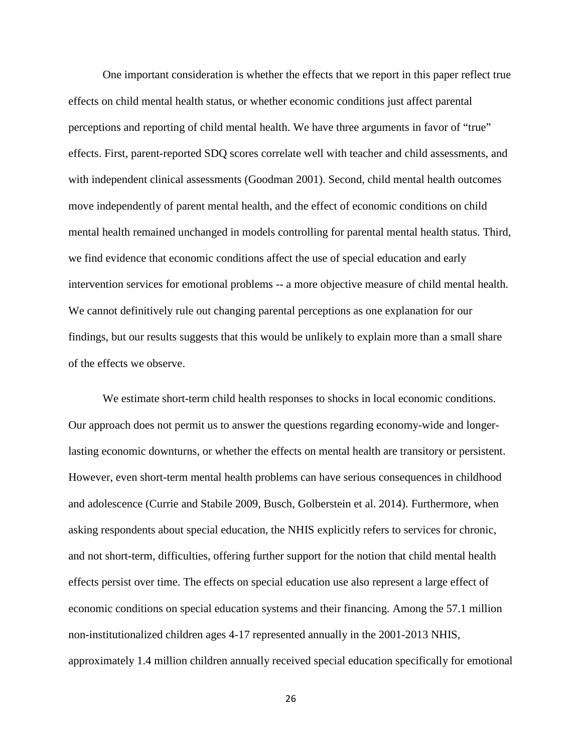One important consideration is whether the effects that we report in this paper reflect true effects on child mental health status, or whether economic conditions just affect parental perceptions and reporting of child mental health. We have three arguments in favor of “true” effects. First, parent-reported SDQ scores correlate well with teacher and child assessments, and with independent clinical assessments (Goodman 2001). Second, child mental health outcomes move independently of parent mental health, and the effect of economic conditions on child mental health remained unchanged in models controlling for parental mental health status. Third, we find evidence that economic conditions affect the use of special education and early intervention services for emotional problems -- a more objective measure of child mental health. We cannot definitively rule out changing parental perceptions as one explanation for our findings, but our results suggests that this would be unlikely to explain more than a small share of the effects we observe.

We estimate short-term child health responses to shocks in local economic conditions. Our approach does not permit us to answer the questions regarding economy-wide and longer-lasting economic downturns, or whether the effects on mental health are transitory or persistent. However, even short-term mental health problems can have serious consequences in childhood and adolescence (Currie and Stabile 2009, Busch, Golberstein et al. 2014). Furthermore, when asking respondents about special education, the NHIS explicitly refers to services for chronic, and not short-term, difficulties, offering further support for the notion that child mental health effects persist over time. The effects on special education use also represent a large effect of economic conditions on special education systems and their financing. Among the 57.1 million non-institutionalized children ages 4-17 represented annually in the 2001-2013 NHIS, approximately 1.4 million children annually received special education specifically for emotional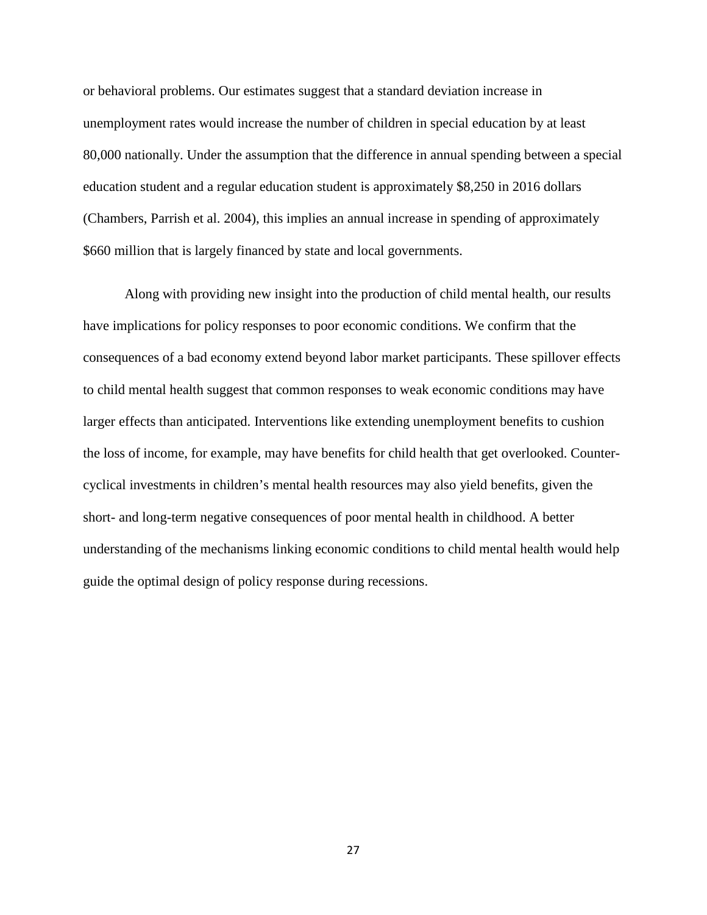or behavioral problems. Our estimates suggest that a standard deviation increase in unemployment rates would increase the number of children in special education by at least 80,000 nationally. Under the assumption that the difference in annual spending between a special education student and a regular education student is approximately $8,250 in 2016 dollars (Chambers, Parrish et al. 2004), this implies an annual increase in spending of approximately $660 million that is largely financed by state and local governments.

Along with providing new insight into the production of child mental health, our results have implications for policy responses to poor economic conditions. We confirm that the consequences of a bad economy extend beyond labor market participants. These spillover effects to child mental health suggest that common responses to weak economic conditions may have larger effects than anticipated. Interventions like extending unemployment benefits to cushion the loss of income, for example, may have benefits for child health that get overlooked. Counter-cyclical investments in children's mental health resources may also yield benefits, given the short- and long-term negative consequences of poor mental health in childhood. A better understanding of the mechanisms linking economic conditions to child mental health would help guide the optimal design of policy response during recessions.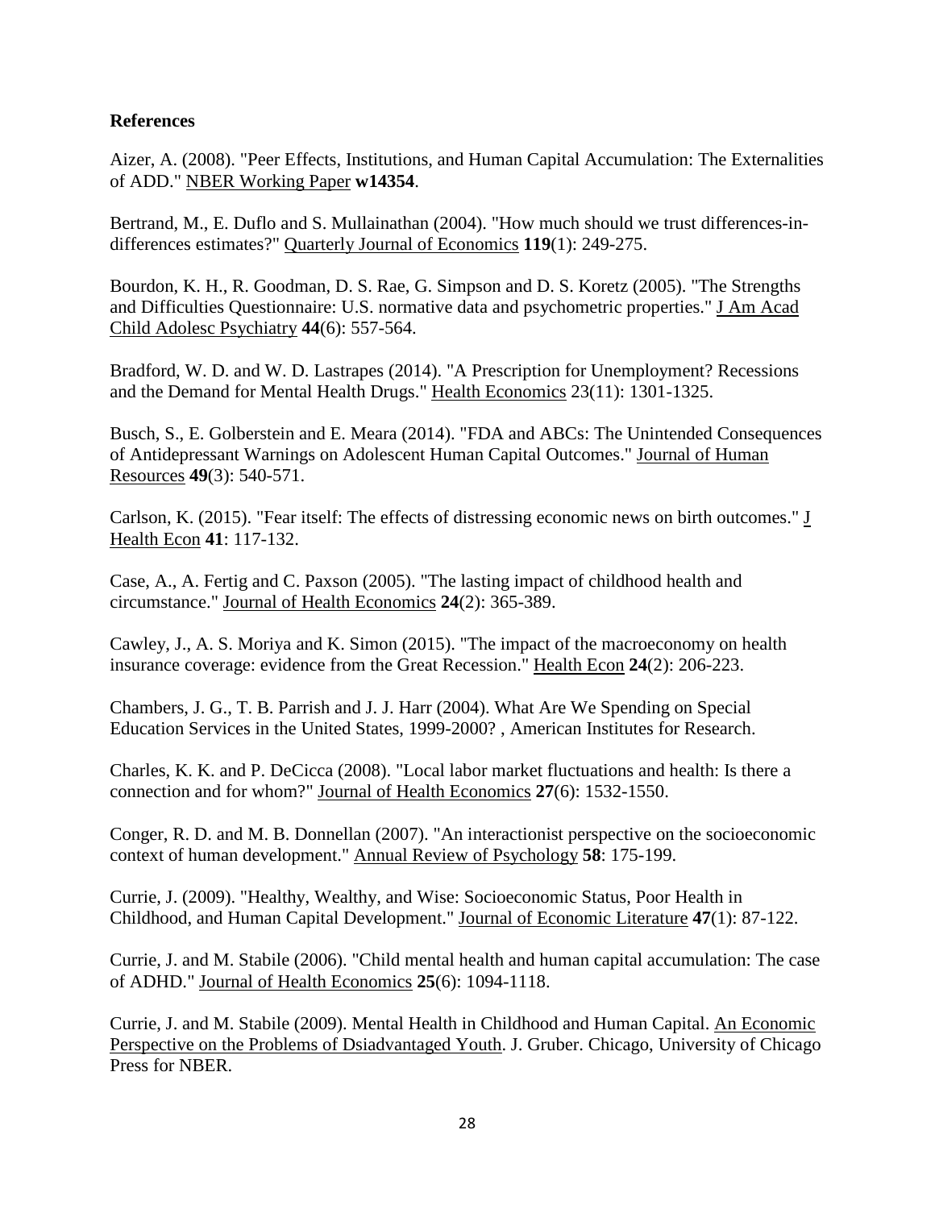**References**

Aizer, A. (2008). "Peer Effects, Institutions, and Human Capital Accumulation: The Externalities of ADD." NBER Working Paper **w14354**.

Bertrand, M., E. Duflo and S. Mullainathan (2004). "How much should we trust differences-in-differences estimates?" Quarterly Journal of Economics **119**(1): 249-275.

Bourdon, K. H., R. Goodman, D. S. Rae, G. Simpson and D. S. Koretz (2005). "The Strengths and Difficulties Questionnaire: U.S. normative data and psychometric properties." J Am Acad Child Adolesc Psychiatry **44**(6): 557-564.

Bradford, W. D. and W. D. Lastrapes (2014). "A Prescription for Unemployment? Recessions and the Demand for Mental Health Drugs." Health Economics 23(11): 1301-1325.

Busch, S., E. Golberstein and E. Meara (2014). "FDA and ABCs: The Unintended Consequences of Antidepressant Warnings on Adolescent Human Capital Outcomes." Journal of Human Resources **49**(3): 540-571.

Carlson, K. (2015). "Fear itself: The effects of distressing economic news on birth outcomes." J Health Econ **41**: 117-132.

Case, A., A. Fertig and C. Paxson (2005). "The lasting impact of childhood health and circumstance." Journal of Health Economics **24**(2): 365-389.

Cawley, J., A. S. Moriya and K. Simon (2015). "The impact of the macroeconomy on health insurance coverage: evidence from the Great Recession." Health Econ **24**(2): 206-223.

Chambers, J. G., T. B. Parrish and J. J. Harr (2004). What Are We Spending on Special Education Services in the United States, 1999-2000? , American Institutes for Research.

Charles, K. K. and P. DeCicca (2008). "Local labor market fluctuations and health: Is there a connection and for whom?" Journal of Health Economics **27**(6): 1532-1550.

Conger, R. D. and M. B. Donnellan (2007). "An interactionist perspective on the socioeconomic context of human development." Annual Review of Psychology **58**: 175-199.

Currie, J. (2009). "Healthy, Wealthy, and Wise: Socioeconomic Status, Poor Health in Childhood, and Human Capital Development." Journal of Economic Literature **47**(1): 87-122.

Currie, J. and M. Stabile (2006). "Child mental health and human capital accumulation: The case of ADHD." Journal of Health Economics **25**(6): 1094-1118.

Currie, J. and M. Stabile (2009). Mental Health in Childhood and Human Capital. An Economic Perspective on the Problems of Dsiadvantaged Youth. J. Gruber. Chicago, University of Chicago Press for NBER.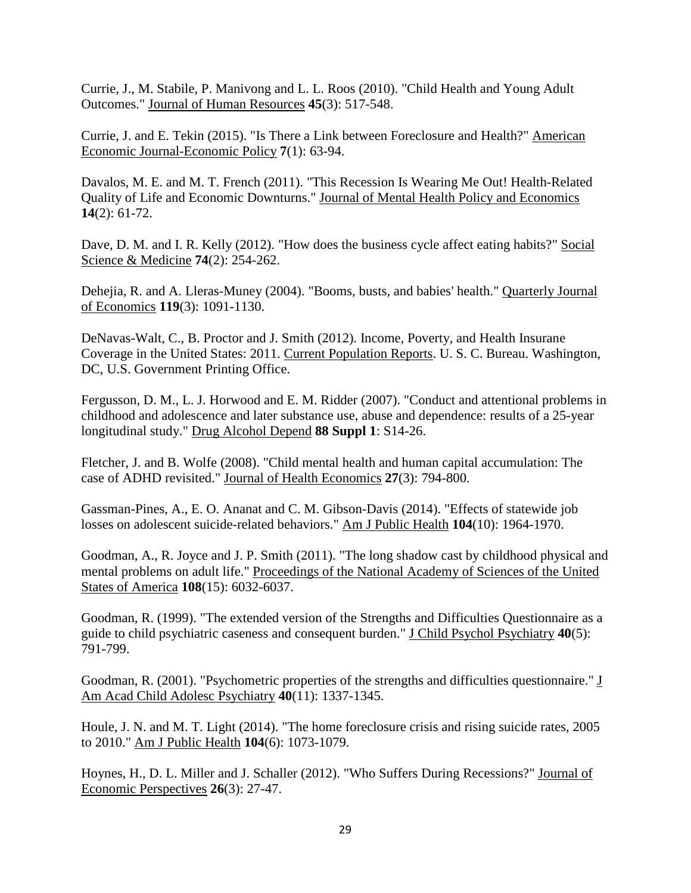Currie, J., M. Stabile, P. Manivong and L. L. Roos (2010). "Child Health and Young Adult Outcomes." Journal of Human Resources **45**(3): 517-548.

Currie, J. and E. Tekin (2015). "Is There a Link between Foreclosure and Health?" American Economic Journal-Economic Policy **7**(1): 63-94.

Davalos, M. E. and M. T. French (2011). "This Recession Is Wearing Me Out! Health-Related Quality of Life and Economic Downturns." Journal of Mental Health Policy and Economics **14**(2): 61-72.

Dave, D. M. and I. R. Kelly (2012). "How does the business cycle affect eating habits?" Social Science & Medicine **74**(2): 254-262.

Dehejia, R. and A. Lleras-Muney (2004). "Booms, busts, and babies' health." Quarterly Journal of Economics **119**(3): 1091-1130.

DeNavas-Walt, C., B. Proctor and J. Smith (2012). Income, Poverty, and Health Insurane Coverage in the United States: 2011. Current Population Reports. U. S. C. Bureau. Washington, DC, U.S. Government Printing Office.

Fergusson, D. M., L. J. Horwood and E. M. Ridder (2007). "Conduct and attentional problems in childhood and adolescence and later substance use, abuse and dependence: results of a 25-year longitudinal study." Drug Alcohol Depend **88 Suppl 1**: S14-26.

Fletcher, J. and B. Wolfe (2008). "Child mental health and human capital accumulation: The case of ADHD revisited." Journal of Health Economics **27**(3): 794-800.

Gassman-Pines, A., E. O. Ananat and C. M. Gibson-Davis (2014). "Effects of statewide job losses on adolescent suicide-related behaviors." Am J Public Health **104**(10): 1964-1970.

Goodman, A., R. Joyce and J. P. Smith (2011). "The long shadow cast by childhood physical and mental problems on adult life." Proceedings of the National Academy of Sciences of the United States of America **108**(15): 6032-6037.

Goodman, R. (1999). "The extended version of the Strengths and Difficulties Questionnaire as a guide to child psychiatric caseness and consequent burden." J Child Psychol Psychiatry **40**(5): 791-799.

Goodman, R. (2001). "Psychometric properties of the strengths and difficulties questionnaire." J Am Acad Child Adolesc Psychiatry **40**(11): 1337-1345.

Houle, J. N. and M. T. Light (2014). "The home foreclosure crisis and rising suicide rates, 2005 to 2010." Am J Public Health **104**(6): 1073-1079.

Hoynes, H., D. L. Miller and J. Schaller (2012). "Who Suffers During Recessions?" Journal of Economic Perspectives **26**(3): 27-47.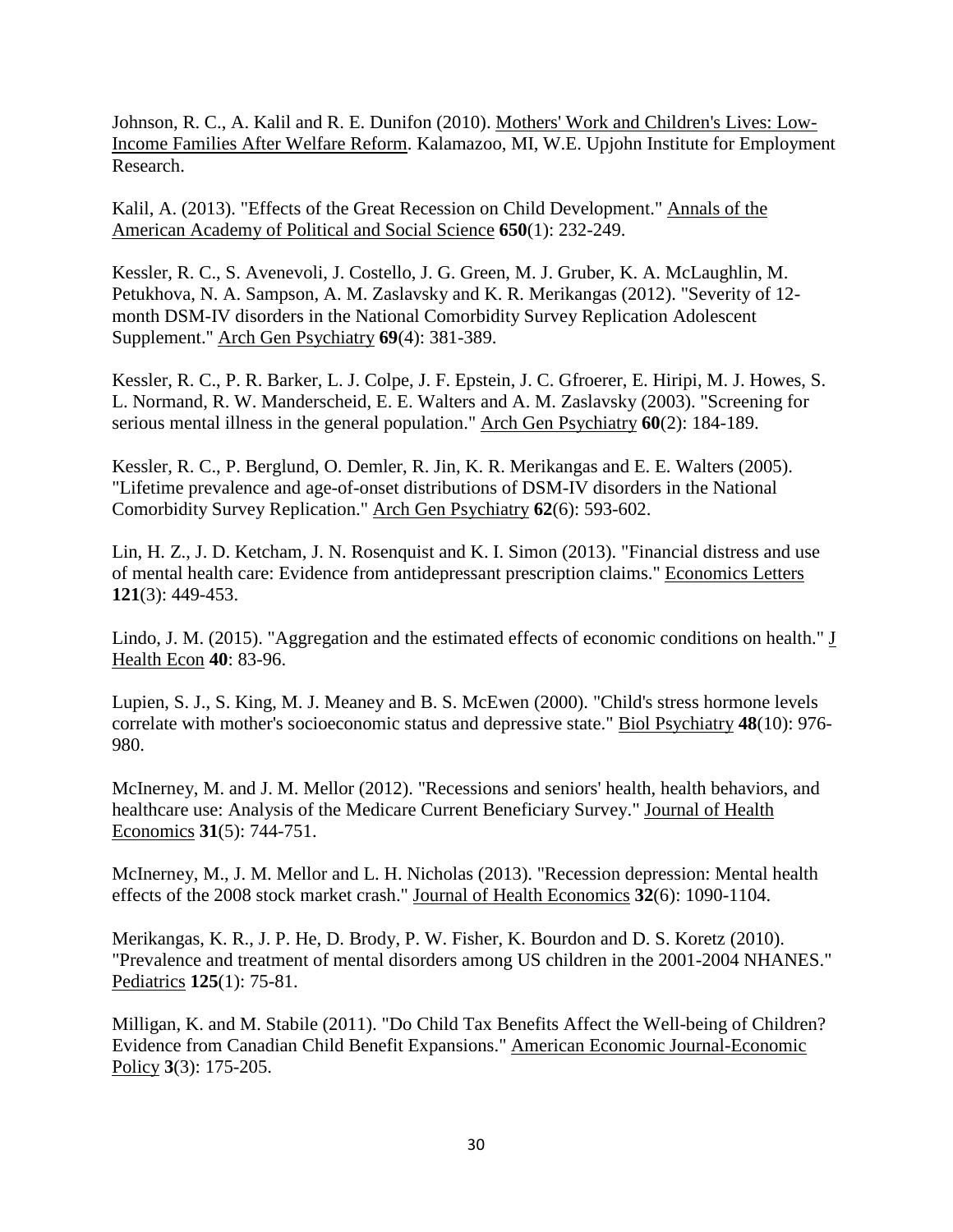Johnson, R. C., A. Kalil and R. E. Dunifon (2010). Mothers' Work and Children's Lives: Low-Income Families After Welfare Reform. Kalamazoo, MI, W.E. Upjohn Institute for Employment Research.

Kalil, A. (2013). "Effects of the Great Recession on Child Development." Annals of the American Academy of Political and Social Science **650**(1): 232-249.

Kessler, R. C., S. Avenevoli, J. Costello, J. G. Green, M. J. Gruber, K. A. McLaughlin, M. Petukhova, N. A. Sampson, A. M. Zaslavsky and K. R. Merikangas (2012). "Severity of 12-month DSM-IV disorders in the National Comorbidity Survey Replication Adolescent Supplement." Arch Gen Psychiatry **69**(4): 381-389.

Kessler, R. C., P. R. Barker, L. J. Colpe, J. F. Epstein, J. C. Gfroerer, E. Hiripi, M. J. Howes, S. L. Normand, R. W. Manderscheid, E. E. Walters and A. M. Zaslavsky (2003). "Screening for serious mental illness in the general population." Arch Gen Psychiatry **60**(2): 184-189.

Kessler, R. C., P. Berglund, O. Demler, R. Jin, K. R. Merikangas and E. E. Walters (2005). "Lifetime prevalence and age-of-onset distributions of DSM-IV disorders in the National Comorbidity Survey Replication." Arch Gen Psychiatry **62**(6): 593-602.

Lin, H. Z., J. D. Ketcham, J. N. Rosenquist and K. I. Simon (2013). "Financial distress and use of mental health care: Evidence from antidepressant prescription claims." Economics Letters **121**(3): 449-453.

Lindo, J. M. (2015). "Aggregation and the estimated effects of economic conditions on health." J Health Econ **40**: 83-96.

Lupien, S. J., S. King, M. J. Meaney and B. S. McEwen (2000). "Child's stress hormone levels correlate with mother's socioeconomic status and depressive state." Biol Psychiatry **48**(10): 976-980.

McInerney, M. and J. M. Mellor (2012). "Recessions and seniors' health, health behaviors, and healthcare use: Analysis of the Medicare Current Beneficiary Survey." Journal of Health Economics **31**(5): 744-751.

McInerney, M., J. M. Mellor and L. H. Nicholas (2013). "Recession depression: Mental health effects of the 2008 stock market crash." Journal of Health Economics **32**(6): 1090-1104.

Merikangas, K. R., J. P. He, D. Brody, P. W. Fisher, K. Bourdon and D. S. Koretz (2010). "Prevalence and treatment of mental disorders among US children in the 2001-2004 NHANES." Pediatrics **125**(1): 75-81.

Milligan, K. and M. Stabile (2011). "Do Child Tax Benefits Affect the Well-being of Children? Evidence from Canadian Child Benefit Expansions." American Economic Journal-Economic Policy **3**(3): 175-205.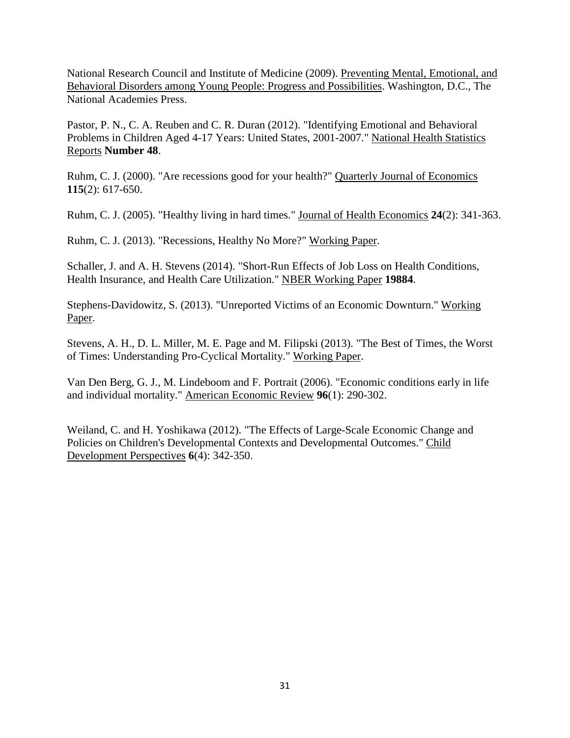National Research Council and Institute of Medicine (2009). Preventing Mental, Emotional, and Behavioral Disorders among Young People: Progress and Possibilities. Washington, D.C., The National Academies Press.

Pastor, P. N., C. A. Reuben and C. R. Duran (2012). "Identifying Emotional and Behavioral Problems in Children Aged 4-17 Years: United States, 2001-2007." National Health Statistics Reports **Number 48**.

Ruhm, C. J. (2000). "Are recessions good for your health?" Quarterly Journal of Economics **115**(2): 617-650.

Ruhm, C. J. (2005). "Healthy living in hard times." Journal of Health Economics **24**(2): 341-363.

Ruhm, C. J. (2013). "Recessions, Healthy No More?" Working Paper.

Schaller, J. and A. H. Stevens (2014). "Short-Run Effects of Job Loss on Health Conditions, Health Insurance, and Health Care Utilization." NBER Working Paper **19884**.

Stephens-Davidowitz, S. (2013). "Unreported Victims of an Economic Downturn." Working Paper.

Stevens, A. H., D. L. Miller, M. E. Page and M. Filipski (2013). "The Best of Times, the Worst of Times: Understanding Pro-Cyclical Mortality." Working Paper.

Van Den Berg, G. J., M. Lindeboom and F. Portrait (2006). "Economic conditions early in life and individual mortality." American Economic Review **96**(1): 290-302.

Weiland, C. and H. Yoshikawa (2012). "The Effects of Large-Scale Economic Change and Policies on Children's Developmental Contexts and Developmental Outcomes." Child Development Perspectives **6**(4): 342-350.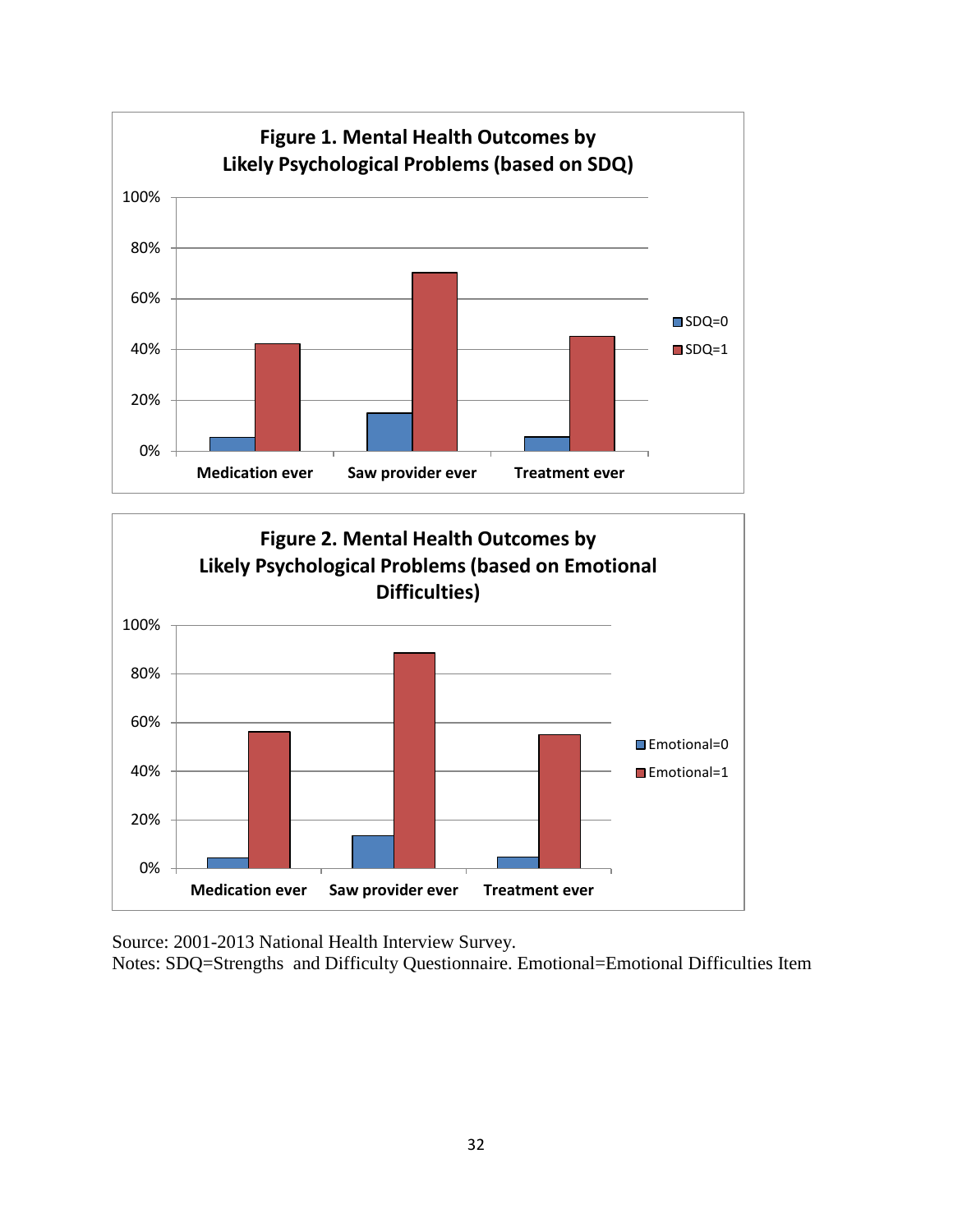**Figure 1. Mental Health Outcomes by Likely Psychological Problems (based on SDQ)**

**Figure 2. Mental Health Outcomes by Likely Psychological Problems (based on Emotional Difficulties)**

Source: 2001-2013 National Health Interview Survey.
Notes: SDQ=Strengths and Difficulty Questionnaire. Emotional=Emotional Difficulties Item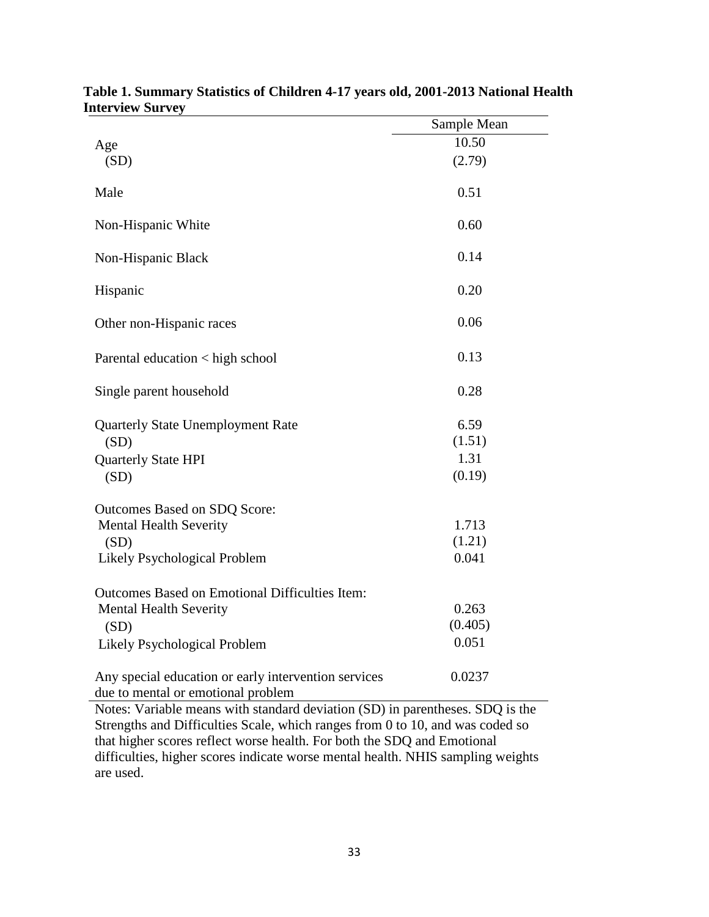**Table 1. Summary Statistics of Children 4-17 years old, 2001-2013 National Health Interview Survey**

| | Sample Mean |
|---|---|
| Age | 10.50 |
| (SD) | (2.79) |
| Male | 0.51 |
| Non-Hispanic White | 0.60 |
| Non-Hispanic Black | 0.14 |
| Hispanic | 0.20 |
| Other non-Hispanic races | 0.06 |
| Parental education < high school | 0.13 |
| Single parent household | 0.28 |
| Quarterly State Unemployment Rate | 6.59 |
| (SD) | (1.51) |
| Quarterly State HPI | 1.31 |
| (SD) | (0.19) |
| Outcomes Based on SDQ Score: | |
| Mental Health Severity | 1.713 |
| (SD) | (1.21) |
| Likely Psychological Problem | 0.041 |
| Outcomes Based on Emotional Difficulties Item: | |
| Mental Health Severity | 0.263 |
| (SD) | (0.405) |
| Likely Psychological Problem | 0.051 |
| Any special education or early intervention services due to mental or emotional problem | 0.0237 |

Notes: Variable means with standard deviation (SD) in parentheses. SDQ is the Strengths and Difficulties Scale, which ranges from 0 to 10, and was coded so that higher scores reflect worse health. For both the SDQ and Emotional difficulties, higher scores indicate worse mental health. NHIS sampling weights are used.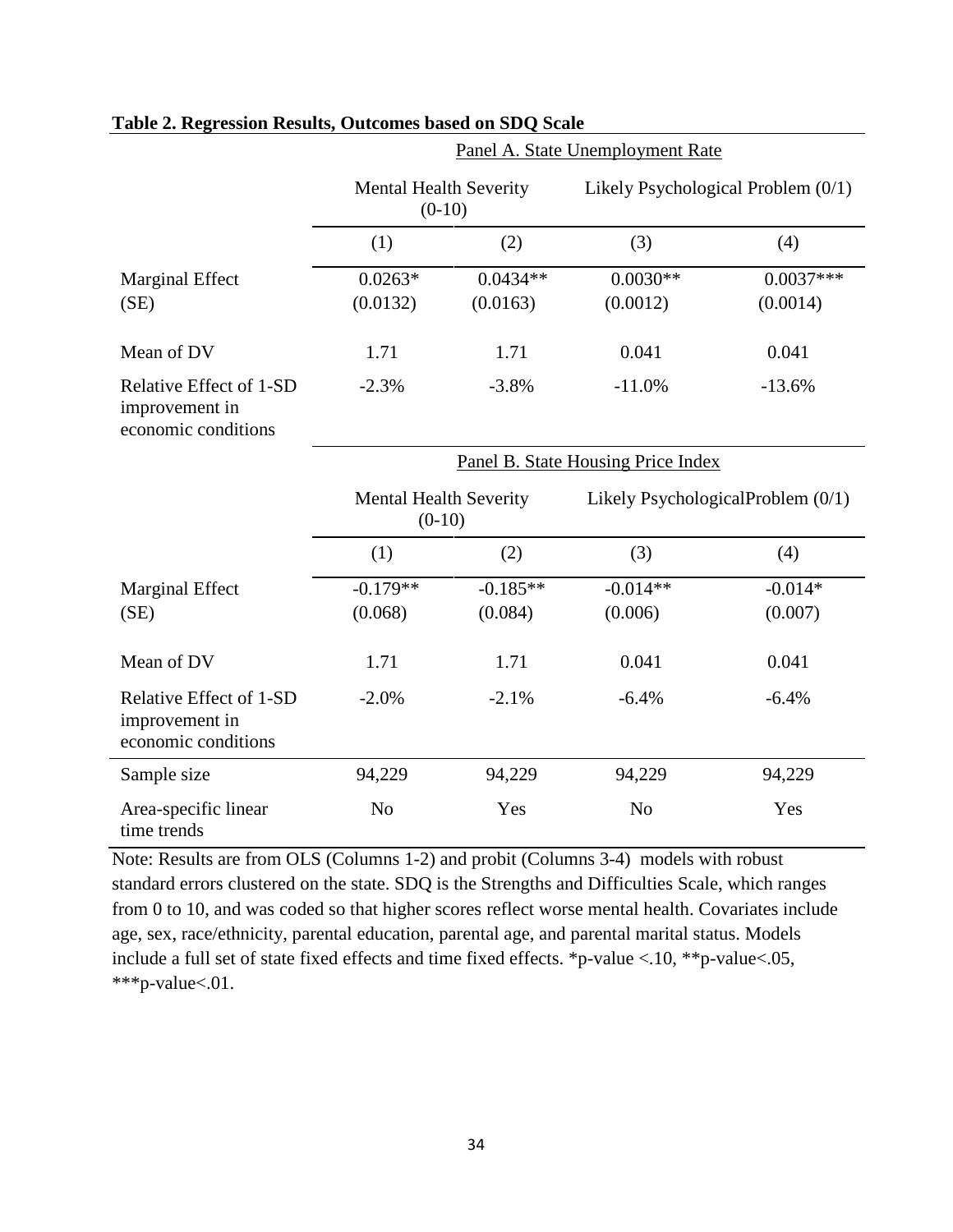**Table 2. Regression Results, Outcomes based on SDQ Scale**

| | Panel A. State Unemployment Rate | | | |
|---|---|---|---|---|
| | Mental Health Severity (0-10) | | Likely Psychological Problem (0/1) | |
| | (1) | (2) | (3) | (4) |
| Marginal Effect | 0.0263* | 0.0434** | 0.0030** | 0.0037*** |
| (SE) | (0.0132) | (0.0163) | (0.0012) | (0.0014) |
| Mean of DV | 1.71 | 1.71 | 0.041 | 0.041 |
| Relative Effect of 1-SD improvement in economic conditions | -2.3% | -3.8% | -11.0% | -13.6% |
| | **Panel B. State Housing Price Index** | | | |
| | Mental Health Severity (0-10) | | Likely PsychologicalProblem (0/1) | |
| | (1) | (2) | (3) | (4) |
| Marginal Effect | -0.179** | -0.185** | -0.014** | -0.014* |
| (SE) | (0.068) | (0.084) | (0.006) | (0.007) |
| Mean of DV | 1.71 | 1.71 | 0.041 | 0.041 |
| Relative Effect of 1-SD improvement in economic conditions | -2.0% | -2.1% | -6.4% | -6.4% |
| Sample size | 94,229 | 94,229 | 94,229 | 94,229 |
| Area-specific linear time trends | No | Yes | No | Yes |

Note: Results are from OLS (Columns 1-2) and probit (Columns 3-4) models with robust standard errors clustered on the state. SDQ is the Strengths and Difficulties Scale, which ranges from 0 to 10, and was coded so that higher scores reflect worse mental health. Covariates include age, sex, race/ethnicity, parental education, parental age, and parental marital status. Models include a full set of state fixed effects and time fixed effects. *p-value <.10, **p-value<.05, ***p-value<.01.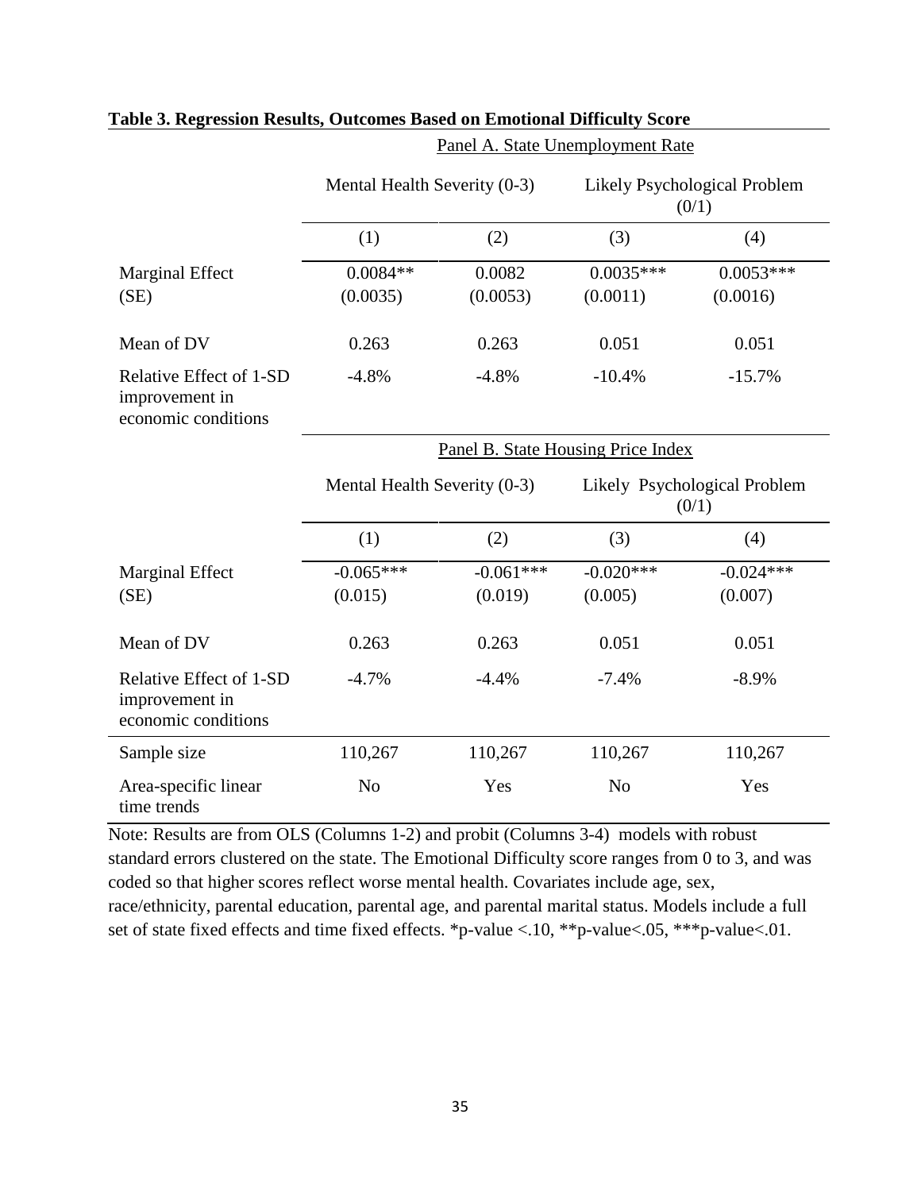**Table 3. Regression Results, Outcomes Based on Emotional Difficulty Score**

| | Panel A. State Unemployment Rate | | | |
|---|---|---|---|---|
| | Mental Health Severity (0-3) | | Likely Psychological Problem (0/1) | |
| | (1) | (2) | (3) | (4) |
| Marginal Effect | 0.0084** | 0.0082 | 0.0035*** | 0.0053*** |
| (SE) | (0.0035) | (0.0053) | (0.0011) | (0.0016) |
| Mean of DV | 0.263 | 0.263 | 0.051 | 0.051 |
| Relative Effect of 1-SD improvement in economic conditions | -4.8% | -4.8% | -10.4% | -15.7% |
| | **Panel B. State Housing Price Index** | | | |
| | Mental Health Severity (0-3) | | Likely Psychological Problem (0/1) | |
| | (1) | (2) | (3) | (4) |
| Marginal Effect | -0.065*** | -0.061*** | -0.020*** | -0.024*** |
| (SE) | (0.015) | (0.019) | (0.005) | (0.007) |
| Mean of DV | 0.263 | 0.263 | 0.051 | 0.051 |
| Relative Effect of 1-SD improvement in economic conditions | -4.7% | -4.4% | -7.4% | -8.9% |
| Sample size | 110,267 | 110,267 | 110,267 | 110,267 |
| Area-specific linear time trends | No | Yes | No | Yes |

Note: Results are from OLS (Columns 1-2) and probit (Columns 3-4) models with robust standard errors clustered on the state. The Emotional Difficulty score ranges from 0 to 3, and was coded so that higher scores reflect worse mental health. Covariates include age, sex, race/ethnicity, parental education, parental age, and parental marital status. Models include a full set of state fixed effects and time fixed effects. *p-value <.10, **p-value<.05, ***p-value<.01.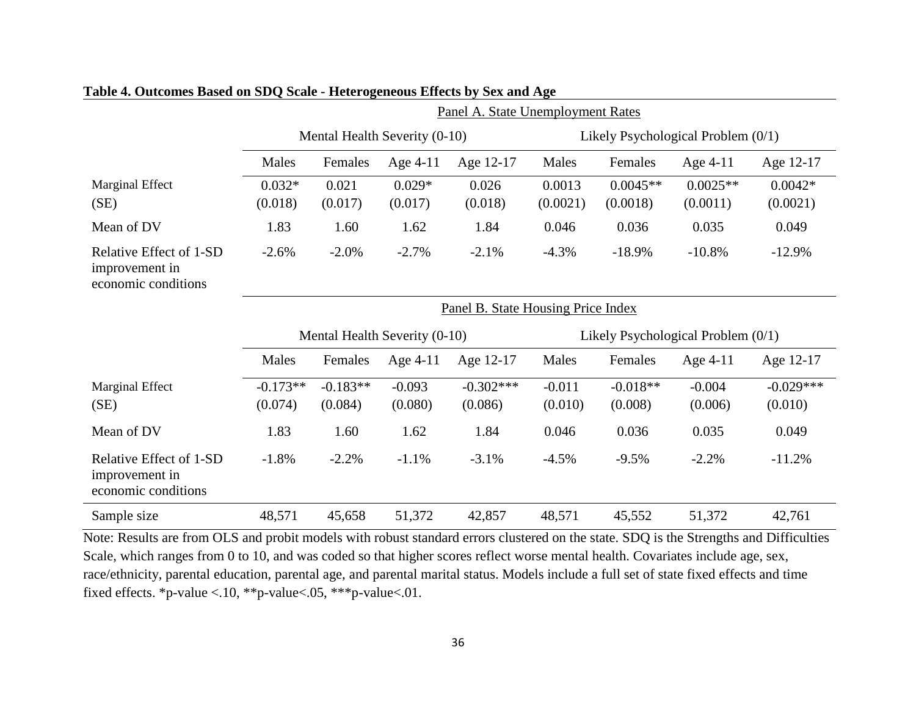**Table 4. Outcomes Based on SDQ Scale - Heterogeneous Effects by Sex and Age**

| | Panel A. State Unemployment Rates | | | | | | | |
|---|---|---|---|---|---|---|---|---|
| | Mental Health Severity (0-10) | | | | Likely Psychological Problem (0/1) | | | |
| | Males | Females | Age 4-11 | Age 12-17 | Males | Females | Age 4-11 | Age 12-17 |
| Marginal Effect | 0.032* | 0.021 | 0.029* | 0.026 | 0.0013 | 0.0045** | 0.0025** | 0.0042* |
| (SE) | (0.018) | (0.017) | (0.017) | (0.018) | (0.0021) | (0.0018) | (0.0011) | (0.0021) |
| Mean of DV | 1.83 | 1.60 | 1.62 | 1.84 | 0.046 | 0.036 | 0.035 | 0.049 |
| Relative Effect of 1-SD improvement in economic conditions | -2.6% | -2.0% | -2.7% | -2.1% | -4.3% | -18.9% | -10.8% | -12.9% |
| | Panel B. State Housing Price Index | | | | | | | |
| | Mental Health Severity (0-10) | | | | Likely Psychological Problem (0/1) | | | |
| | Males | Females | Age 4-11 | Age 12-17 | Males | Females | Age 4-11 | Age 12-17 |
| Marginal Effect | -0.173** | -0.183** | -0.093 | -0.302*** | -0.011 | -0.018** | -0.004 | -0.029*** |
| (SE) | (0.074) | (0.084) | (0.080) | (0.086) | (0.010) | (0.008) | (0.006) | (0.010) |
| Mean of DV | 1.83 | 1.60 | 1.62 | 1.84 | 0.046 | 0.036 | 0.035 | 0.049 |
| Relative Effect of 1-SD improvement in economic conditions | -1.8% | -2.2% | -1.1% | -3.1% | -4.5% | -9.5% | -2.2% | -11.2% |
| Sample size | 48,571 | 45,658 | 51,372 | 42,857 | 48,571 | 45,552 | 51,372 | 42,761 |

Note: Results are from OLS and probit models with robust standard errors clustered on the state. SDQ is the Strengths and Difficulties Scale, which ranges from 0 to 10, and was coded so that higher scores reflect worse mental health. Covariates include age, sex, race/ethnicity, parental education, parental age, and parental marital status. Models include a full set of state fixed effects and time fixed effects. *p-value <.10, **p-value<.05, ***p-value<.01.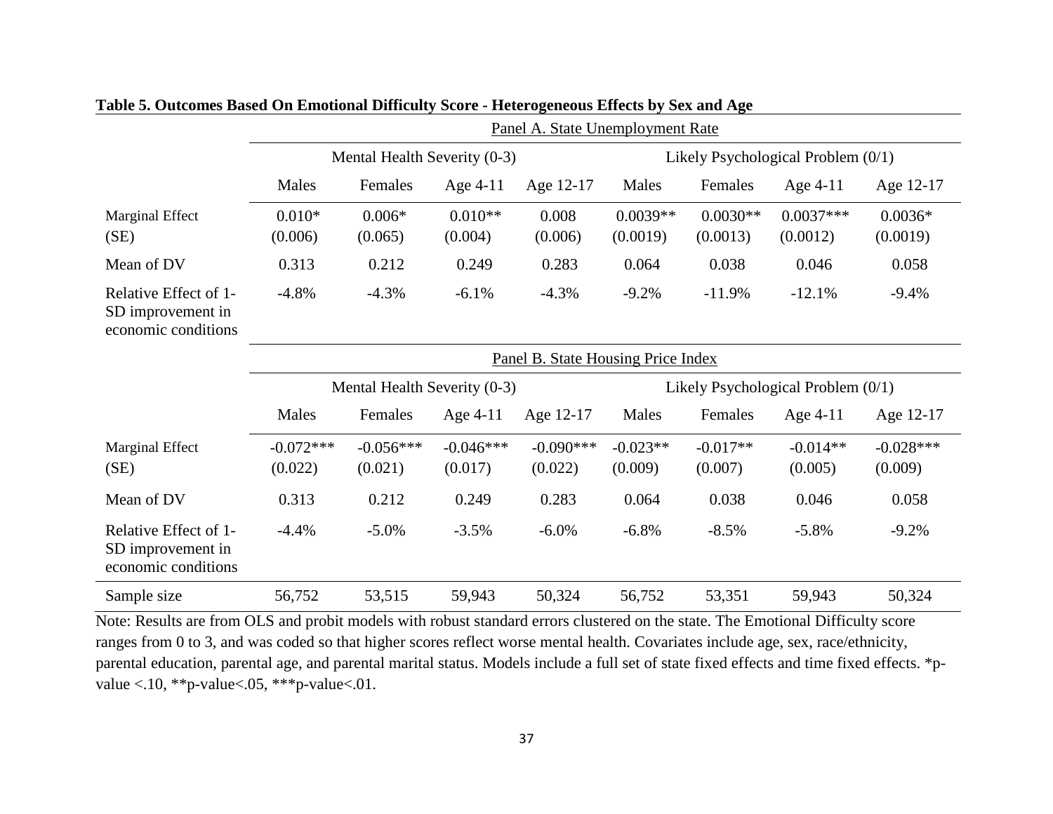**Table 5. Outcomes Based On Emotional Difficulty Score - Heterogeneous Effects by Sex and Age**

| | Panel A. State Unemployment Rate | | | | | | | |
|---|---|---|---|---|---|---|---|---|
| | Mental Health Severity (0-3) | | | | Likely Psychological Problem (0/1) | | | |
| | Males | Females | Age 4-11 | Age 12-17 | Males | Females | Age 4-11 | Age 12-17 |
| Marginal Effect | 0.010* | 0.006* | 0.010** | 0.008 | 0.0039** | 0.0030** | 0.0037*** | 0.0036* |
| (SE) | (0.006) | (0.065) | (0.004) | (0.006) | (0.0019) | (0.0013) | (0.0012) | (0.0019) |
| Mean of DV | 0.313 | 0.212 | 0.249 | 0.283 | 0.064 | 0.038 | 0.046 | 0.058 |
| Relative Effect of 1-SD improvement in economic conditions | -4.8% | -4.3% | -6.1% | -4.3% | -9.2% | -11.9% | -12.1% | -9.4% |
| | **Panel B. State Housing Price Index** | | | | | | | |
| | Mental Health Severity (0-3) | | | | Likely Psychological Problem (0/1) | | | |
| | Males | Females | Age 4-11 | Age 12-17 | Males | Females | Age 4-11 | Age 12-17 |
| Marginal Effect | -0.072*** | -0.056*** | -0.046*** | -0.090*** | -0.023** | -0.017** | -0.014** | -0.028*** |
| (SE) | (0.022) | (0.021) | (0.017) | (0.022) | (0.009) | (0.007) | (0.005) | (0.009) |
| Mean of DV | 0.313 | 0.212 | 0.249 | 0.283 | 0.064 | 0.038 | 0.046 | 0.058 |
| Relative Effect of 1-SD improvement in economic conditions | -4.4% | -5.0% | -3.5% | -6.0% | -6.8% | -8.5% | -5.8% | -9.2% |
| Sample size | 56,752 | 53,515 | 59,943 | 50,324 | 56,752 | 53,351 | 59,943 | 50,324 |

Note: Results are from OLS and probit models with robust standard errors clustered on the state. The Emotional Difficulty score ranges from 0 to 3, and was coded so that higher scores reflect worse mental health. Covariates include age, sex, race/ethnicity, parental education, parental age, and parental marital status. Models include a full set of state fixed effects and time fixed effects. *p-value <.10, **p-value<.05, ***p-value<.01.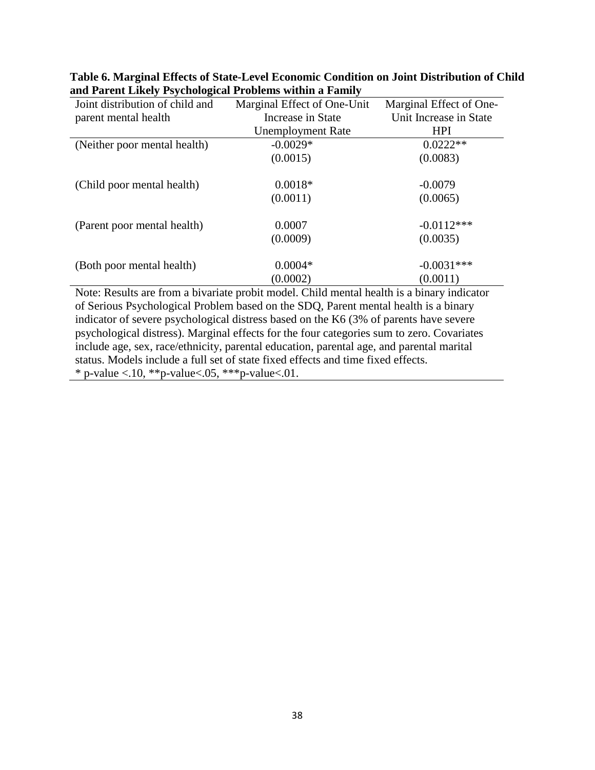**Table 6. Marginal Effects of State-Level Economic Condition on Joint Distribution of Child and Parent Likely Psychological Problems within a Family**

| Joint distribution of child and parent mental health | Marginal Effect of One-Unit Increase in State Unemployment Rate | Marginal Effect of One-Unit Increase in State HPI |
|---|---|---|
| (Neither poor mental health) | -0.0029* | 0.0222** |
| | (0.0015) | (0.0083) |
| (Child poor mental health) | 0.0018* | -0.0079 |
| | (0.0011) | (0.0065) |
| (Parent poor mental health) | 0.0007 | -0.0112*** |
| | (0.0009) | (0.0035) |
| (Both poor mental health) | 0.0004* | -0.0031*** |
| | (0.0002) | (0.0011) |

Note: Results are from a bivariate probit model. Child mental health is a binary indicator of Serious Psychological Problem based on the SDQ, Parent mental health is a binary indicator of severe psychological distress based on the K6 (3% of parents have severe psychological distress). Marginal effects for the four categories sum to zero. Covariates include age, sex, race/ethnicity, parental education, parental age, and parental marital status. Models include a full set of state fixed effects and time fixed effects.
* p-value <.10, **p-value<.05, ***p-value<.01.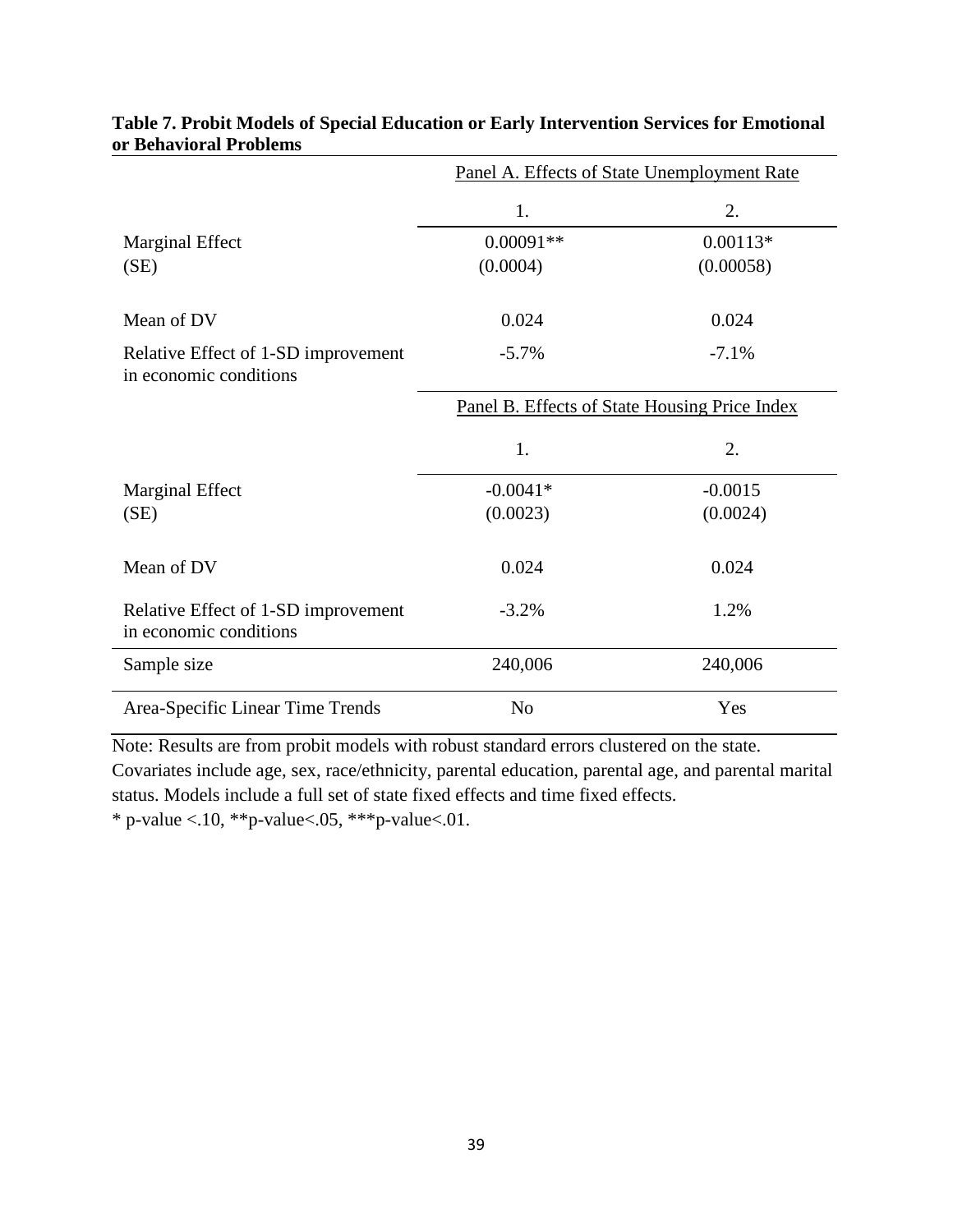**Table 7. Probit Models of Special Education or Early Intervention Services for Emotional or Behavioral Problems**

| | Panel A. Effects of State Unemployment Rate | |
|---|---|---|
| | 1. | 2. |
| Marginal Effect | 0.00091** | 0.00113* |
| (SE) | (0.0004) | (0.00058) |
| Mean of DV | 0.024 | 0.024 |
| Relative Effect of 1-SD improvement in economic conditions | -5.7% | -7.1% |
| | **Panel B. Effects of State Housing Price Index** | |
| | 1. | 2. |
| Marginal Effect | -0.0041* | -0.0015 |
| (SE) | (0.0023) | (0.0024) |
| Mean of DV | 0.024 | 0.024 |
| Relative Effect of 1-SD improvement in economic conditions | -3.2% | 1.2% |
| Sample size | 240,006 | 240,006 |
| Area-Specific Linear Time Trends | No | Yes |

Note: Results are from probit models with robust standard errors clustered on the state. Covariates include age, sex, race/ethnicity, parental education, parental age, and parental marital status. Models include a full set of state fixed effects and time fixed effects.
* p-value <.10, **p-value<.05, ***p-value<.01.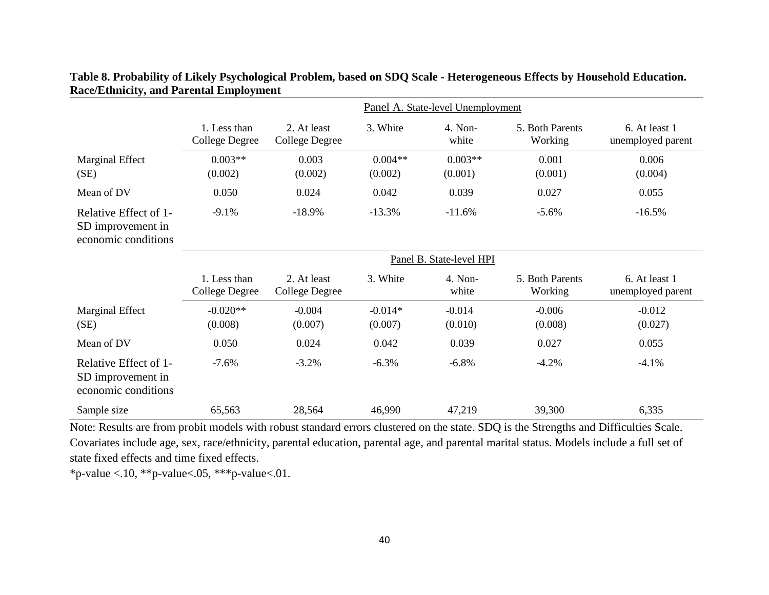**Table 8. Probability of Likely Psychological Problem, based on SDQ Scale - Heterogeneous Effects by Household Education. Race/Ethnicity, and Parental Employment**

| | Panel A. State-level Unemployment | | | | | |
|---|---|---|---|---|---|---|
| | 1. Less than College Degree | 2. At least College Degree | 3. White | 4. Non-white | 5. Both Parents Working | 6. At least 1 unemployed parent |
| Marginal Effect | 0.003** | 0.003 | 0.004** | 0.003** | 0.001 | 0.006 |
| (SE) | (0.002) | (0.002) | (0.002) | (0.001) | (0.001) | (0.004) |
| Mean of DV | 0.050 | 0.024 | 0.042 | 0.039 | 0.027 | 0.055 |
| Relative Effect of 1-SD improvement in economic conditions | -9.1% | -18.9% | -13.3% | -11.6% | -5.6% | -16.5% |
| | **Panel B. State-level HPI** | | | | | |
| | 1. Less than College Degree | 2. At least College Degree | 3. White | 4. Non-white | 5. Both Parents Working | 6. At least 1 unemployed parent |
| Marginal Effect | -0.020** | -0.004 | -0.014* | -0.014 | -0.006 | -0.012 |
| (SE) | (0.008) | (0.007) | (0.007) | (0.010) | (0.008) | (0.027) |
| Mean of DV | 0.050 | 0.024 | 0.042 | 0.039 | 0.027 | 0.055 |
| Relative Effect of 1-SD improvement in economic conditions | -7.6% | -3.2% | -6.3% | -6.8% | -4.2% | -4.1% |
| Sample size | 65,563 | 28,564 | 46,990 | 47,219 | 39,300 | 6,335 |

Note: Results are from probit models with robust standard errors clustered on the state. SDQ is the Strengths and Difficulties Scale. Covariates include age, sex, race/ethnicity, parental education, parental age, and parental marital status. Models include a full set of state fixed effects and time fixed effects.

*p-value <.10, **p-value<.05, ***p-value<.01.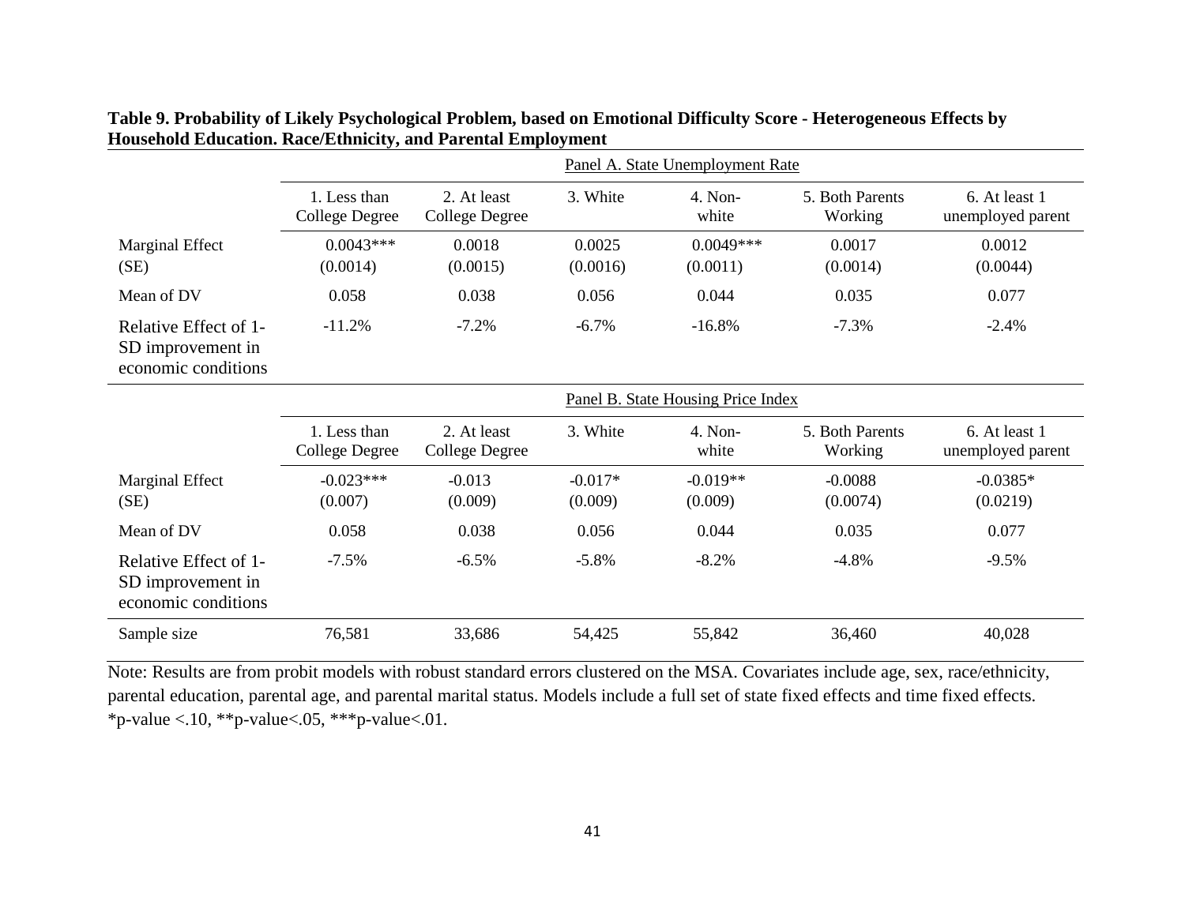**Table 9. Probability of Likely Psychological Problem, based on Emotional Difficulty Score - Heterogeneous Effects by Household Education. Race/Ethnicity, and Parental Employment**

| | Panel A. State Unemployment Rate | | | | | |
|---|---|---|---|---|---|---|
| | 1. Less than College Degree | 2. At least College Degree | 3. White | 4. Non-white | 5. Both Parents Working | 6. At least 1 unemployed parent |
| Marginal Effect | 0.0043*** | 0.0018 | 0.0025 | 0.0049*** | 0.0017 | 0.0012 |
| (SE) | (0.0014) | (0.0015) | (0.0016) | (0.0011) | (0.0014) | (0.0044) |
| Mean of DV | 0.058 | 0.038 | 0.056 | 0.044 | 0.035 | 0.077 |
| Relative Effect of 1-SD improvement in economic conditions | -11.2% | -7.2% | -6.7% | -16.8% | -7.3% | -2.4% |
| | **Panel B. State Housing Price Index** | | | | | |
| | 1. Less than College Degree | 2. At least College Degree | 3. White | 4. Non-white | 5. Both Parents Working | 6. At least 1 unemployed parent |
| Marginal Effect | -0.023*** | -0.013 | -0.017* | -0.019** | -0.0088 | -0.0385* |
| (SE) | (0.007) | (0.009) | (0.009) | (0.009) | (0.0074) | (0.0219) |
| Mean of DV | 0.058 | 0.038 | 0.056 | 0.044 | 0.035 | 0.077 |
| Relative Effect of 1-SD improvement in economic conditions | -7.5% | -6.5% | -5.8% | -8.2% | -4.8% | -9.5% |
| Sample size | 76,581 | 33,686 | 54,425 | 55,842 | 36,460 | 40,028 |

Note: Results are from probit models with robust standard errors clustered on the MSA. Covariates include age, sex, race/ethnicity, parental education, parental age, and parental marital status. Models include a full set of state fixed effects and time fixed effects. *p-value <.10, **p-value<.05, ***p-value<.01.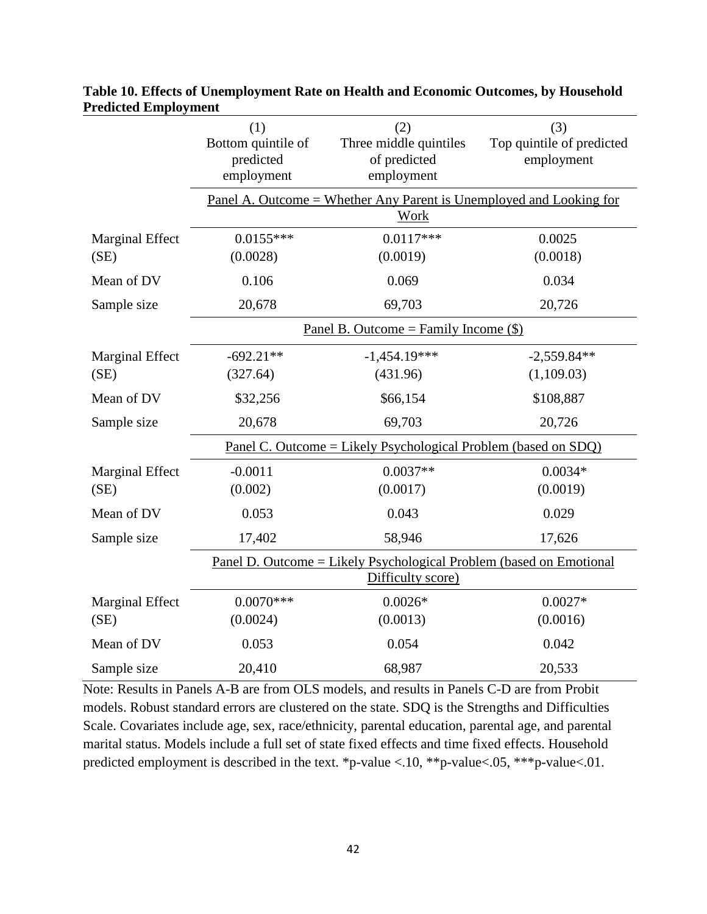**Table 10. Effects of Unemployment Rate on Health and Economic Outcomes, by Household Predicted Employment**

| | (1)<br>Bottom quintile of predicted employment | (2)<br>Three middle quintiles of predicted employment | (3)<br>Top quintile of predicted employment |
|---|---|---|---|
| | Panel A. Outcome = Whether Any Parent is Unemployed and Looking for Work | | |
| Marginal Effect | 0.0155*** | 0.0117*** | 0.0025 |
| (SE) | (0.0028) | (0.0019) | (0.0018) |
| Mean of DV | 0.106 | 0.069 | 0.034 |
| Sample size | 20,678 | 69,703 | 20,726 |
| | Panel B. Outcome = Family Income ($) | | |
| Marginal Effect | -692.21** | -1,454.19*** | -2,559.84** |
| (SE) | (327.64) | (431.96) | (1,109.03) |
| Mean of DV | $32,256 | $66,154 | $108,887 |
| Sample size | 20,678 | 69,703 | 20,726 |
| | Panel C. Outcome = Likely Psychological Problem (based on SDQ) | | |
| Marginal Effect | -0.0011 | 0.0037** | 0.0034* |
| (SE) | (0.002) | (0.0017) | (0.0019) |
| Mean of DV | 0.053 | 0.043 | 0.029 |
| Sample size | 17,402 | 58,946 | 17,626 |
| | Panel D. Outcome = Likely Psychological Problem (based on Emotional Difficulty score) | | |
| Marginal Effect | 0.0070*** | 0.0026* | 0.0027* |
| (SE) | (0.0024) | (0.0013) | (0.0016) |
| Mean of DV | 0.053 | 0.054 | 0.042 |
| Sample size | 20,410 | 68,987 | 20,533 |

Note: Results in Panels A-B are from OLS models, and results in Panels C-D are from Probit models. Robust standard errors are clustered on the state. SDQ is the Strengths and Difficulties Scale. Covariates include age, sex, race/ethnicity, parental education, parental age, and parental marital status. Models include a full set of state fixed effects and time fixed effects. Household predicted employment is described in the text. *p-value <.10, **p-value<.05, ***p-value<.01.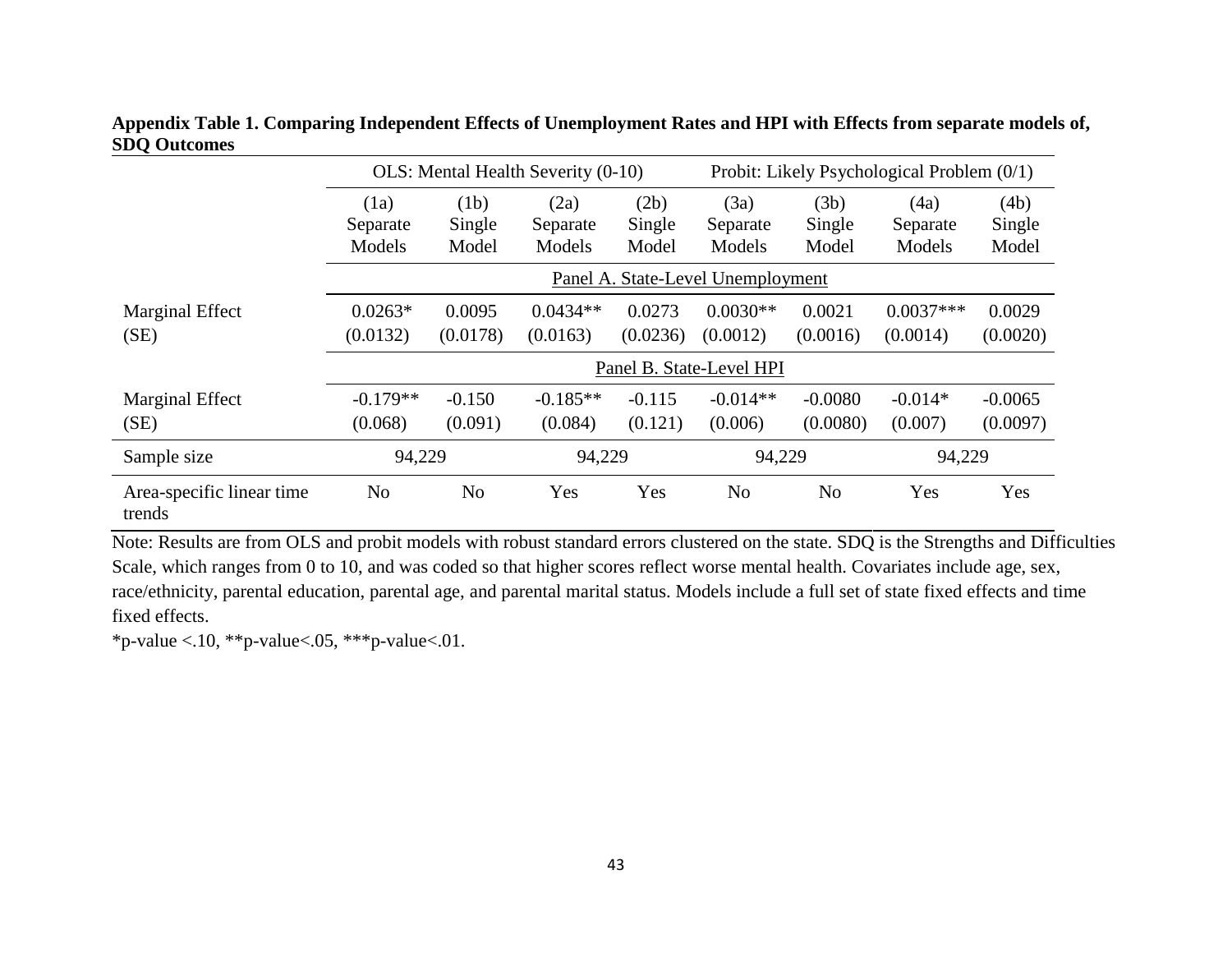**Appendix Table 1. Comparing Independent Effects of Unemployment Rates and HPI with Effects from separate models of, SDQ Outcomes**

| | OLS: Mental Health Severity (0-10) | | | | Probit: Likely Psychological Problem (0/1) | | | |
|---|---|---|---|---|---|---|---|---|
| | (1a) Separate Models | (1b) Single Model | (2a) Separate Models | (2b) Single Model | (3a) Separate Models | (3b) Single Model | (4a) Separate Models | (4b) Single Model |
| | Panel A. State-Level Unemployment | | | | | | | |
| Marginal Effect | 0.0263* | 0.0095 | 0.0434** | 0.0273 | 0.0030** | 0.0021 | 0.0037*** | 0.0029 |
| (SE) | (0.0132) | (0.0178) | (0.0163) | (0.0236) | (0.0012) | (0.0016) | (0.0014) | (0.0020) |
| | Panel B. State-Level HPI | | | | | | | |
| Marginal Effect | -0.179** | -0.150 | -0.185** | -0.115 | -0.014** | -0.0080 | -0.014* | -0.0065 |
| (SE) | (0.068) | (0.091) | (0.084) | (0.121) | (0.006) | (0.0080) | (0.007) | (0.0097) |
| Sample size | 94,229 | | 94,229 | | 94,229 | | 94,229 | |
| Area-specific linear time trends | No | No | Yes | Yes | No | No | Yes | Yes |

Note: Results are from OLS and probit models with robust standard errors clustered on the state. SDQ is the Strengths and Difficulties Scale, which ranges from 0 to 10, and was coded so that higher scores reflect worse mental health. Covariates include age, sex, race/ethnicity, parental education, parental age, and parental marital status. Models include a full set of state fixed effects and time fixed effects.

*p-value <.10, **p-value<.05, ***p-value<.01.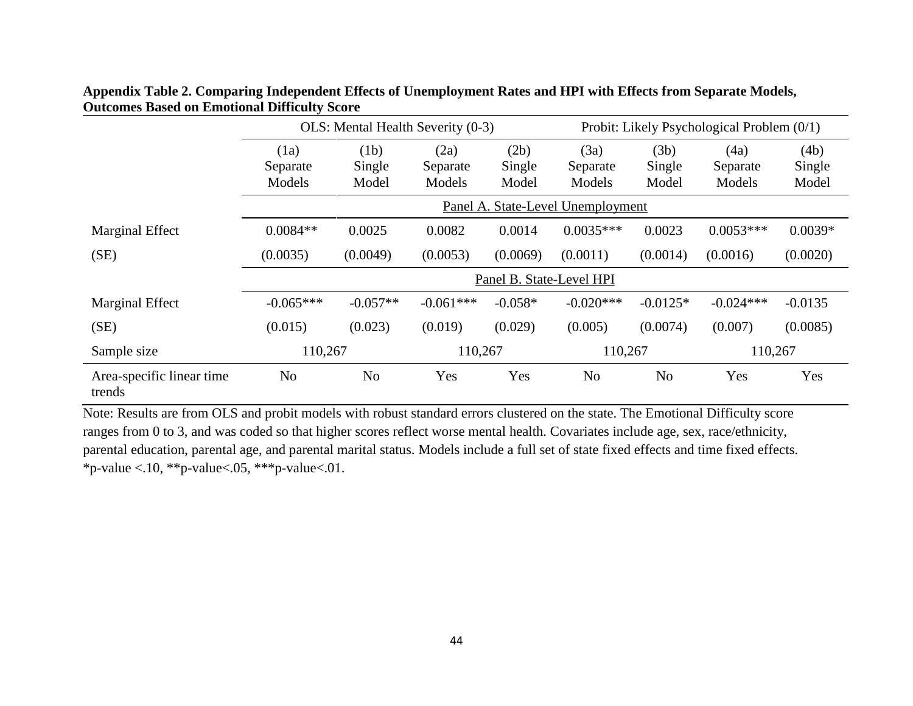**Appendix Table 2. Comparing Independent Effects of Unemployment Rates and HPI with Effects from Separate Models, Outcomes Based on Emotional Difficulty Score**

| | OLS: Mental Health Severity (0-3) | | | | Probit: Likely Psychological Problem (0/1) | | | |
|---|---|---|---|---|---|---|---|---|
| | (1a) Separate Models | (1b) Single Model | (2a) Separate Models | (2b) Single Model | (3a) Separate Models | (3b) Single Model | (4a) Separate Models | (4b) Single Model |
| | Panel A. State-Level Unemployment | | | | | | | |
| Marginal Effect | 0.0084** | 0.0025 | 0.0082 | 0.0014 | 0.0035*** | 0.0023 | 0.0053*** | 0.0039* |
| (SE) | (0.0035) | (0.0049) | (0.0053) | (0.0069) | (0.0011) | (0.0014) | (0.0016) | (0.0020) |
| | Panel B. State-Level HPI | | | | | | | |
| Marginal Effect | -0.065*** | -0.057** | -0.061*** | -0.058* | -0.020*** | -0.0125* | -0.024*** | -0.0135 |
| (SE) | (0.015) | (0.023) | (0.019) | (0.029) | (0.005) | (0.0074) | (0.007) | (0.0085) |
| Sample size | 110,267 | | 110,267 | | 110,267 | | 110,267 | |
| Area-specific linear time trends | No | No | Yes | Yes | No | No | Yes | Yes |

Note: Results are from OLS and probit models with robust standard errors clustered on the state. The Emotional Difficulty score ranges from 0 to 3, and was coded so that higher scores reflect worse mental health. Covariates include age, sex, race/ethnicity, parental education, parental age, and parental marital status. Models include a full set of state fixed effects and time fixed effects. *p-value <.10, **p-value<.05, ***p-value<.01.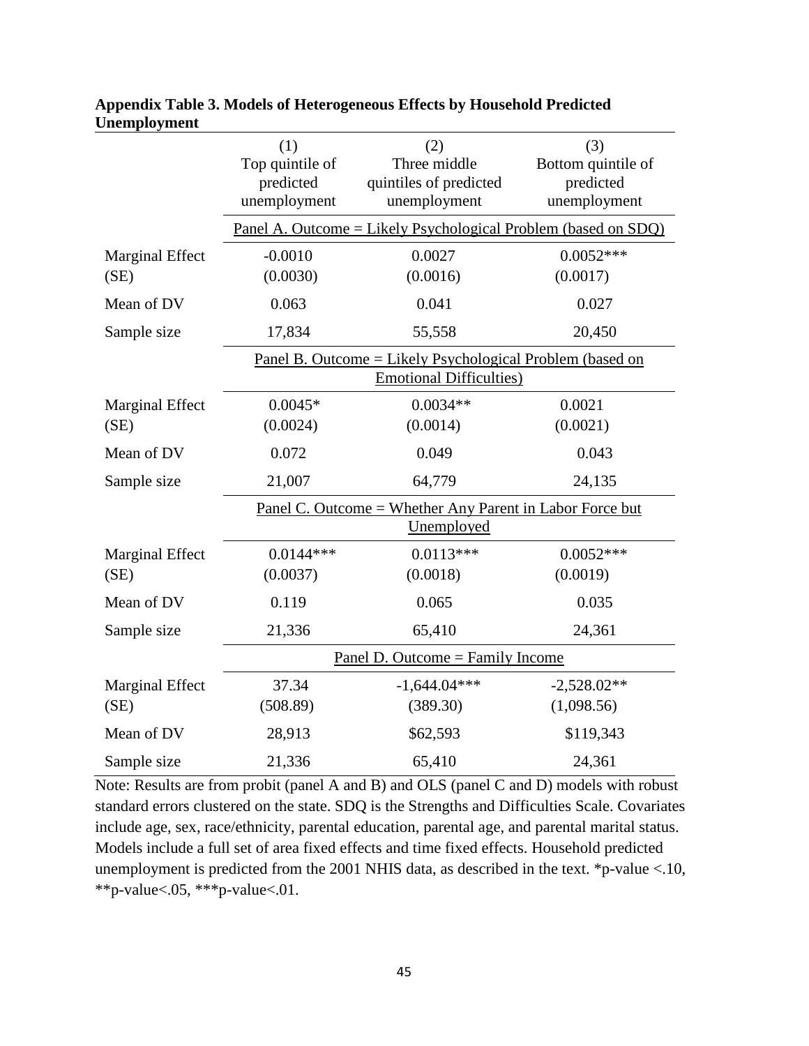**Appendix Table 3. Models of Heterogeneous Effects by Household Predicted Unemployment**

| | (1) Top quintile of predicted unemployment | (2) Three middle quintiles of predicted unemployment | (3) Bottom quintile of predicted unemployment |
|---|---|---|---|
| | Panel A. Outcome = Likely Psychological Problem (based on SDQ) | | |
| Marginal Effect | -0.0010 | 0.0027 | 0.0052*** |
| (SE) | (0.0030) | (0.0016) | (0.0017) |
| Mean of DV | 0.063 | 0.041 | 0.027 |
| Sample size | 17,834 | 55,558 | 20,450 |
| | Panel B. Outcome = Likely Psychological Problem (based on Emotional Difficulties) | | |
| Marginal Effect | 0.0045* | 0.0034** | 0.0021 |
| (SE) | (0.0024) | (0.0014) | (0.0021) |
| Mean of DV | 0.072 | 0.049 | 0.043 |
| Sample size | 21,007 | 64,779 | 24,135 |
| | Panel C. Outcome = Whether Any Parent in Labor Force but Unemployed | | |
| Marginal Effect | 0.0144*** | 0.0113*** | 0.0052*** |
| (SE) | (0.0037) | (0.0018) | (0.0019) |
| Mean of DV | 0.119 | 0.065 | 0.035 |
| Sample size | 21,336 | 65,410 | 24,361 |
| | Panel D. Outcome = Family Income | | |
| Marginal Effect | 37.34 | -1,644.04*** | -2,528.02** |
| (SE) | (508.89) | (389.30) | (1,098.56) |
| Mean of DV | 28,913 | $62,593 | $119,343 |
| Sample size | 21,336 | 65,410 | 24,361 |

Note: Results are from probit (panel A and B) and OLS (panel C and D) models with robust standard errors clustered on the state. SDQ is the Strengths and Difficulties Scale. Covariates include age, sex, race/ethnicity, parental education, parental age, and parental marital status. Models include a full set of area fixed effects and time fixed effects. Household predicted unemployment is predicted from the 2001 NHIS data, as described in the text. *p-value <.10, **p-value<.05, ***p-value<.01.